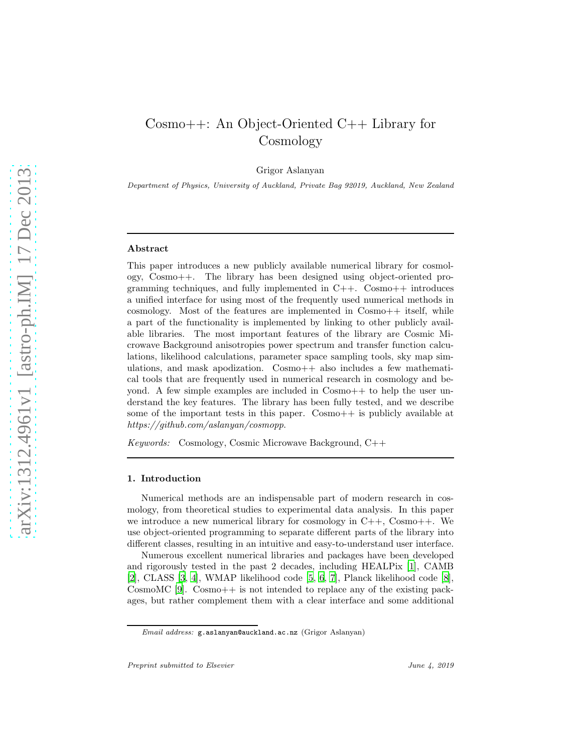# Cosmo++: An Object-Oriented C++ Library for Cosmology

Grigor Aslanyan

*Department of Physics, University of Auckland, Private Bag 92019, Auckland, New Zealand*

---

### Abstract

This paper introduces a new publicly available numerical library for cosmology, Cosmo++. The library has been designed using object-oriented programming techniques, and fully implemented in C++. Cosmo++ introduces a unified interface for using most of the frequently used numerical methods in cosmology. Most of the features are implemented in Cosmo++ itself, while a part of the functionality is implemented by linking to other publicly available libraries. The most important features of the library are Cosmic Microwave Background anisotropies power spectrum and transfer function calculations, likelihood calculations, parameter space sampling tools, sky map simulations, and mask apodization. Cosmo++ also includes a few mathematical tools that are frequently used in numerical research in cosmology and beyond. A few simple examples are included in Cosmo++ to help the user understand the key features. The library has been fully tested, and we describe some of the important tests in this paper. Cosmo++ is publicly available at *https://github.com/aslanyan/cosmopp*.

*Keywords:* Cosmology, Cosmic Microwave Background, C++

---

## 1. Introduction

Numerical methods are an indispensable part of modern research in cosmology, from theoretical studies to experimental data analysis. In this paper we introduce a new numerical library for cosmology in C++, Cosmo++. We use object-oriented programming to separate different parts of the library into different classes, resulting in an intuitive and easy-to-understand user interface.

Numerous excellent numerical libraries and packages have been developed and rigorously tested in the past 2 decades, including HEALPix [1], CAMB [2], CLASS [3, 4], WMAP likelihood code [5, 6, 7], Planck likelihood code [8], CosmoMC [9]. Cosmo++ is not intended to replace any of the existing packages, but rather complement them with a clear interface and some additional

*Email address:* `g.aslanyan@auckland.ac.nz` (Grigor Aslanyan)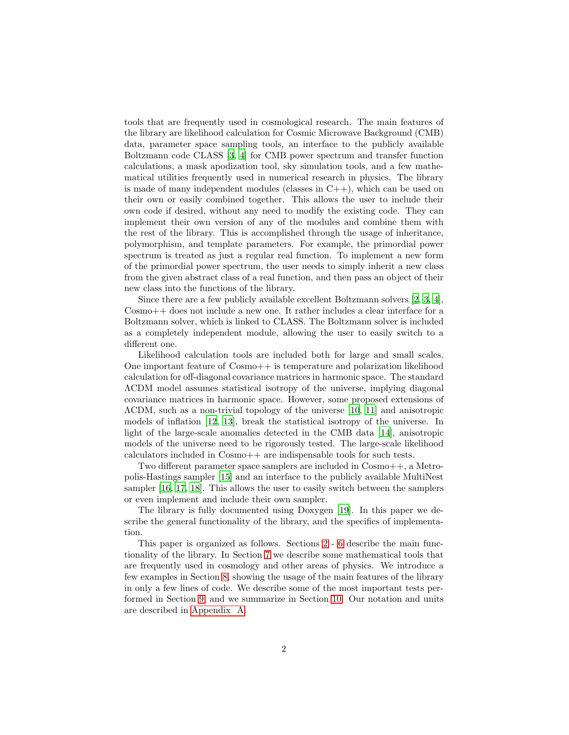tools that are frequently used in cosmological research. The main features of the library are likelihood calculation for Cosmic Microwave Background (CMB) data, parameter space sampling tools, an interface to the publicly available Boltzmann code CLASS [3, 4] for CMB power spectrum and transfer function calculations, a mask apodization tool, sky simulation tools, and a few mathematical utilities frequently used in numerical research in physics. The library is made of many independent modules (classes in C++), which can be used on their own or easily combined together. This allows the user to include their own code if desired, without any need to modify the existing code. They can implement their own version of any of the modules and combine them with the rest of the library. This is accomplished through the usage of inheritance, polymorphism, and template parameters. For example, the primordial power spectrum is treated as just a regular real function. To implement a new form of the primordial power spectrum, the user needs to simply inherit a new class from the given abstract class of a real function, and then pass an object of their new class into the functions of the library.

Since there are a few publicly available excellent Boltzmann solvers [2, 3, 4], Cosmo++ does not include a new one. It rather includes a clear interface for a Boltzmann solver, which is linked to CLASS. The Boltzmann solver is included as a completely independent module, allowing the user to easily switch to a different one.

Likelihood calculation tools are included both for large and small scales. One important feature of Cosmo++ is temperature and polarization likelihood calculation for off-diagonal covariance matrices in harmonic space. The standard ΛCDM model assumes statistical isotropy of the universe, implying diagonal covariance matrices in harmonic space. However, some proposed extensions of ΛCDM, such as a non-trivial topology of the universe [10, 11] and anisotropic models of inflation [12, 13], break the statistical isotropy of the universe. In light of the large-scale anomalies detected in the CMB data [14], anisotropic models of the universe need to be rigorously tested. The large-scale likelihood calculators included in Cosmo++ are indispensable tools for such tests.

Two different parameter space samplers are included in Cosmo++, a Metropolis-Hastings sampler [15] and an interface to the publicly available MultiNest sampler [16, 17, 18]. This allows the user to easily switch between the samplers or even implement and include their own sampler.

The library is fully documented using Doxygen [19]. In this paper we describe the general functionality of the library, and the specifics of implementation.

This paper is organized as follows. Sections 2 - 6 describe the main functionality of the library. In Section 7 we describe some mathematical tools that are frequently used in cosmology and other areas of physics. We introduce a few examples in Section 8, showing the usage of the main features of the library in only a few lines of code. We describe some of the most important tests performed in Section 9, and we summarize in Section 10. Our notation and units are described in Appendix A.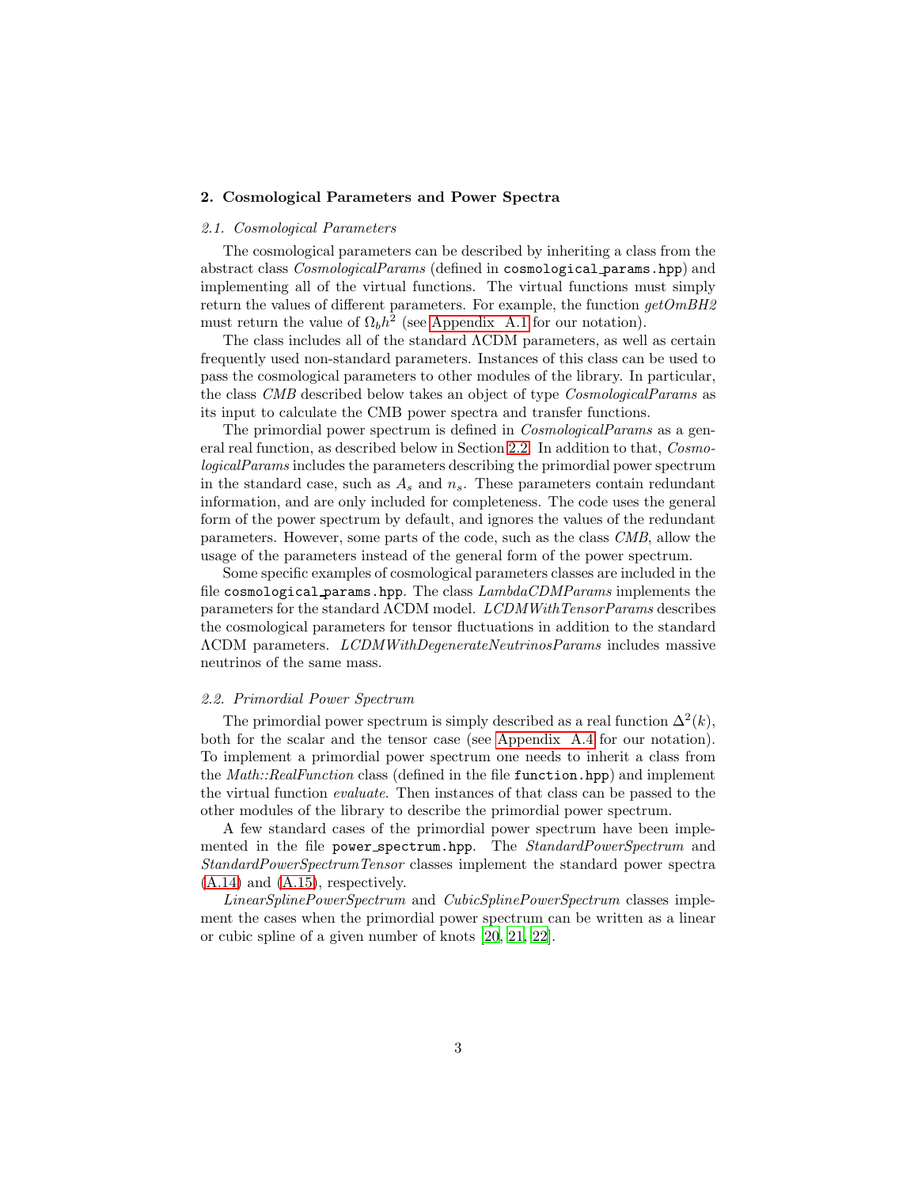## 2. Cosmological Parameters and Power Spectra

### *2.1. Cosmological Parameters*

The cosmological parameters can be described by inheriting a class from the abstract class *CosmologicalParams* (defined in `cosmological_params.hpp`) and implementing all of the virtual functions. The virtual functions must simply return the values of different parameters. For example, the function *getOmBH2* must return the value of $\Omega_b h^2$ (see Appendix A.1 for our notation).

The class includes all of the standard ΛCDM parameters, as well as certain frequently used non-standard parameters. Instances of this class can be used to pass the cosmological parameters to other modules of the library. In particular, the class *CMB* described below takes an object of type *CosmologicalParams* as its input to calculate the CMB power spectra and transfer functions.

The primordial power spectrum is defined in *CosmologicalParams* as a general real function, as described below in Section 2.2. In addition to that, *CosmologicalParams* includes the parameters describing the primordial power spectrum in the standard case, such as $A_s$ and $n_s$. These parameters contain redundant information, and are only included for completeness. The code uses the general form of the power spectrum by default, and ignores the values of the redundant parameters. However, some parts of the code, such as the class *CMB*, allow the usage of the parameters instead of the general form of the power spectrum.

Some specific examples of cosmological parameters classes are included in the file `cosmological_params.hpp`. The class *LambdaCDMParams* implements the parameters for the standard ΛCDM model. *LCDMWithTensorParams* describes the cosmological parameters for tensor fluctuations in addition to the standard ΛCDM parameters. *LCDMWithDegenerateNeutrinosParams* includes massive neutrinos of the same mass.

### *2.2. Primordial Power Spectrum*

The primordial power spectrum is simply described as a real function $\Delta^2(k)$, both for the scalar and the tensor case (see Appendix A.4 for our notation). To implement a primordial power spectrum one needs to inherit a class from the *Math::RealFunction* class (defined in the file `function.hpp`) and implement the virtual function *evaluate*. Then instances of that class can be passed to the other modules of the library to describe the primordial power spectrum.

A few standard cases of the primordial power spectrum have been implemented in the file `power_spectrum.hpp`. The *StandardPowerSpectrum* and *StandardPowerSpectrumTensor* classes implement the standard power spectra (A.14) and (A.15), respectively.

*LinearSplinePowerSpectrum* and *CubicSplinePowerSpectrum* classes implement the cases when the primordial power spectrum can be written as a linear or cubic spline of a given number of knots [20, 21, 22].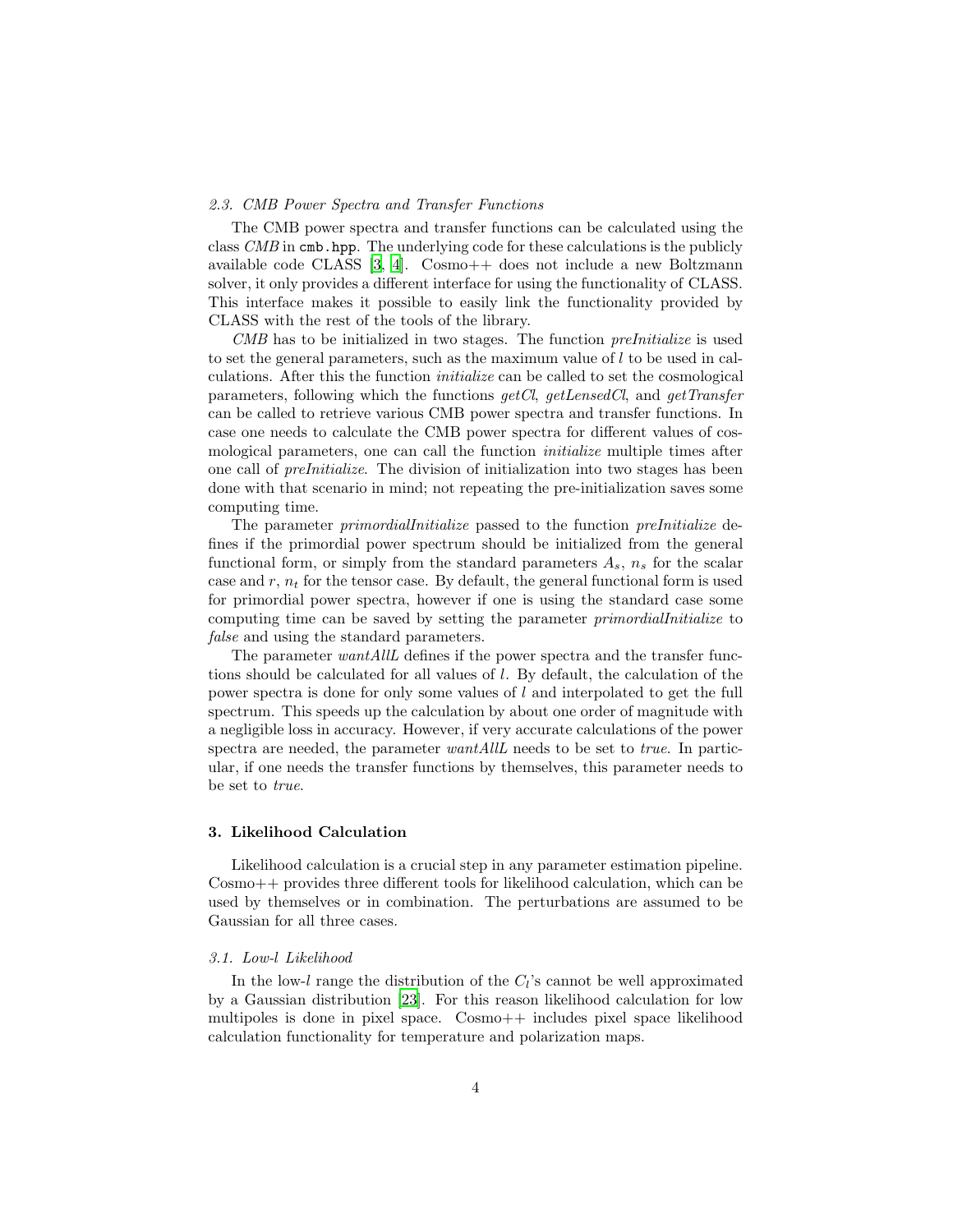### 2.3. CMB Power Spectra and Transfer Functions

The CMB power spectra and transfer functions can be calculated using the class *CMB* in `cmb.hpp`. The underlying code for these calculations is the publicly available code CLASS [3, 4]. Cosmo++ does not include a new Boltzmann solver, it only provides a different interface for using the functionality of CLASS. This interface makes it possible to easily link the functionality provided by CLASS with the rest of the tools of the library.

*CMB* has to be initialized in two stages. The function *preInitialize* is used to set the general parameters, such as the maximum value of $l$ to be used in calculations. After this the function *initialize* can be called to set the cosmological parameters, following which the functions *getCl*, *getLensedCl*, and *getTransfer* can be called to retrieve various CMB power spectra and transfer functions. In case one needs to calculate the CMB power spectra for different values of cosmological parameters, one can call the function *initialize* multiple times after one call of *preInitialize*. The division of initialization into two stages has been done with that scenario in mind; not repeating the pre-initialization saves some computing time.

The parameter *primordialInitialize* passed to the function *preInitialize* defines if the primordial power spectrum should be initialized from the general functional form, or simply from the standard parameters $A_s$, $n_s$ for the scalar case and $r$, $n_t$ for the tensor case. By default, the general functional form is used for primordial power spectra, however if one is using the standard case some computing time can be saved by setting the parameter *primordialInitialize* to *false* and using the standard parameters.

The parameter *wantAllL* defines if the power spectra and the transfer functions should be calculated for all values of $l$. By default, the calculation of the power spectra is done for only some values of $l$ and interpolated to get the full spectrum. This speeds up the calculation by about one order of magnitude with a negligible loss in accuracy. However, if very accurate calculations of the power spectra are needed, the parameter *wantAllL* needs to be set to *true*. In particular, if one needs the transfer functions by themselves, this parameter needs to be set to *true*.

## 3. Likelihood Calculation

Likelihood calculation is a crucial step in any parameter estimation pipeline. Cosmo++ provides three different tools for likelihood calculation, which can be used by themselves or in combination. The perturbations are assumed to be Gaussian for all three cases.

### 3.1. Low-$l$ Likelihood

In the low-$l$ range the distribution of the $C_l$'s cannot be well approximated by a Gaussian distribution [23]. For this reason likelihood calculation for low multipoles is done in pixel space. Cosmo++ includes pixel space likelihood calculation functionality for temperature and polarization maps.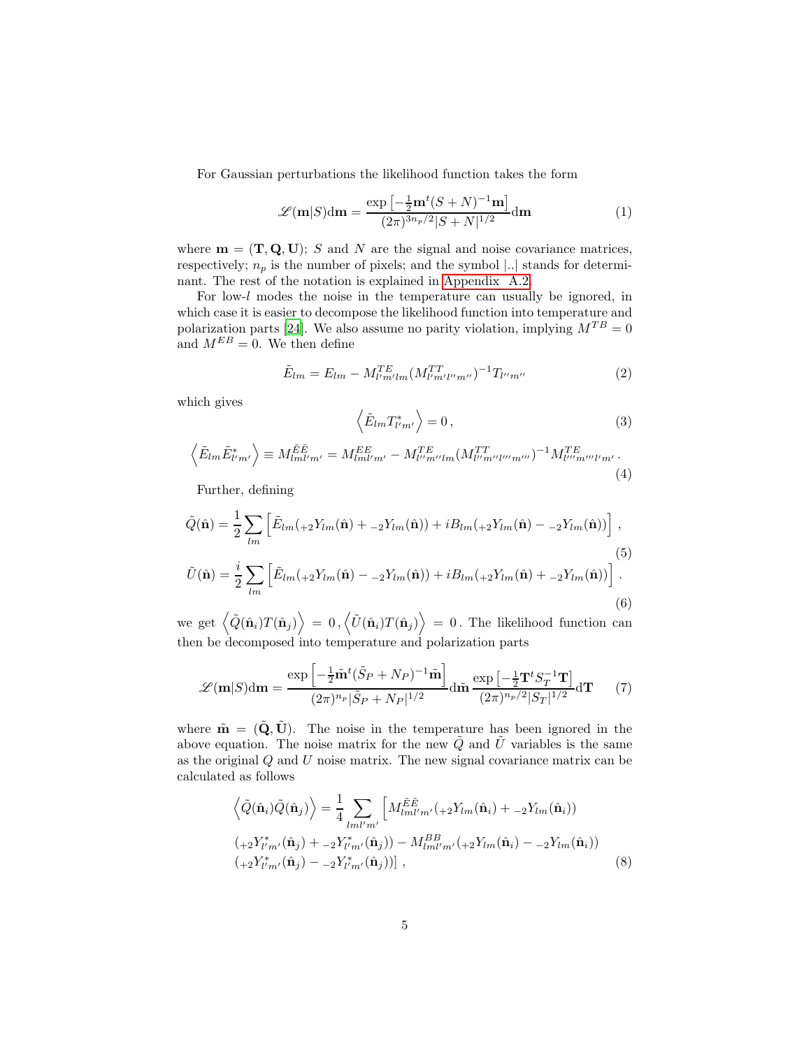For Gaussian perturbations the likelihood function takes the form

$$\mathscr{L}(\mathbf{m}|S)\mathrm{d}\mathbf{m} = \frac{\exp\left[-\frac{1}{2}\mathbf{m}^t(S+N)^{-1}\mathbf{m}\right]}{(2\pi)^{3n_p/2}|S+N|^{1/2}}\mathrm{d}\mathbf{m} \tag{1}$$

where $\mathbf{m} = (\mathbf{T}, \mathbf{Q}, \mathbf{U})$; $S$ and $N$ are the signal and noise covariance matrices, respectively; $n_p$ is the number of pixels; and the symbol $|..|$ stands for determinant. The rest of the notation is explained in Appendix A.2.

For low-$l$ modes the noise in the temperature can usually be ignored, in which case it is easier to decompose the likelihood function into temperature and polarization parts [24]. We also assume no parity violation, implying $M^{TB} = 0$ and $M^{EB} = 0$. We then define

$$\tilde{E}_{lm} = E_{lm} - M^{TE}_{l'm'lm}(M^{TT}_{l'm'l''m''})^{-1}T_{l''m''} \tag{2}$$

which gives

$$\left\langle \tilde{E}_{lm} T^*_{l'm'} \right\rangle = 0\,, \tag{3}$$

$$\left\langle \tilde{E}_{lm} \tilde{E}^*_{l'm'} \right\rangle \equiv M^{\tilde{E}\tilde{E}}_{lml'm'} = M^{EE}_{lml'm'} - M^{TE}_{l''m''lm}(M^{TT}_{l''m''l'''m'''})^{-1}M^{TE}_{l'''m'''l'm'}\,. \tag{4}$$

Further, defining

$$\tilde{Q}(\hat{\mathbf{n}}) = \frac{1}{2}\sum_{lm}\left[\tilde{E}_{lm}({}_{+2}Y_{lm}(\hat{\mathbf{n}}) + {}_{-2}Y_{lm}(\hat{\mathbf{n}})) + iB_{lm}({}_{+2}Y_{lm}(\hat{\mathbf{n}}) - {}_{-2}Y_{lm}(\hat{\mathbf{n}}))\right]\,, \tag{5}$$

$$\tilde{U}(\hat{\mathbf{n}}) = \frac{i}{2}\sum_{lm}\left[\tilde{E}_{lm}({}_{+2}Y_{lm}(\hat{\mathbf{n}}) - {}_{-2}Y_{lm}(\hat{\mathbf{n}})) + iB_{lm}({}_{+2}Y_{lm}(\hat{\mathbf{n}}) + {}_{-2}Y_{lm}(\hat{\mathbf{n}}))\right]\,. \tag{6}$$

we get $\left\langle \tilde{Q}(\hat{\mathbf{n}}_i)T(\hat{\mathbf{n}}_j)\right\rangle = 0\,, \left\langle \tilde{U}(\hat{\mathbf{n}}_i)T(\hat{\mathbf{n}}_j)\right\rangle = 0$. The likelihood function can then be decomposed into temperature and polarization parts

$$\mathscr{L}(\mathbf{m}|S)\mathrm{d}\mathbf{m} = \frac{\exp\left[-\frac{1}{2}\tilde{\mathbf{m}}^t(\tilde{S}_P+N_P)^{-1}\tilde{\mathbf{m}}\right]}{(2\pi)^{n_p}|\tilde{S}_P+N_P|^{1/2}}\mathrm{d}\tilde{\mathbf{m}}\,\frac{\exp\left[-\frac{1}{2}\mathbf{T}^t S_T^{-1}\mathbf{T}\right]}{(2\pi)^{n_p/2}|S_T|^{1/2}}\mathrm{d}\mathbf{T} \tag{7}$$

where $\tilde{\mathbf{m}} = (\tilde{\mathbf{Q}}, \tilde{\mathbf{U}})$. The noise in the temperature has been ignored in the above equation. The noise matrix for the new $\tilde{Q}$ and $\tilde{U}$ variables is the same as the original $Q$ and $U$ noise matrix. The new signal covariance matrix can be calculated as follows

$$\begin{aligned}\left\langle \tilde{Q}(\hat{\mathbf{n}}_i)\tilde{Q}(\hat{\mathbf{n}}_j)\right\rangle = \frac{1}{4}\sum_{lml'm'}&\Big[M^{\tilde{E}\tilde{E}}_{lml'm'}({}_{+2}Y_{lm}(\hat{\mathbf{n}}_i) + {}_{-2}Y_{lm}(\hat{\mathbf{n}}_i))\\ &({}_{+2}Y^*_{l'm'}(\hat{\mathbf{n}}_j) + {}_{-2}Y^*_{l'm'}(\hat{\mathbf{n}}_j)) - M^{BB}_{lml'm'}({}_{+2}Y_{lm}(\hat{\mathbf{n}}_i) - {}_{-2}Y_{lm}(\hat{\mathbf{n}}_i))\\ &({}_{+2}Y^*_{l'm'}(\hat{\mathbf{n}}_j) - {}_{-2}Y^*_{l'm'}(\hat{\mathbf{n}}_j))\Big]\,,\end{aligned} \tag{8}$$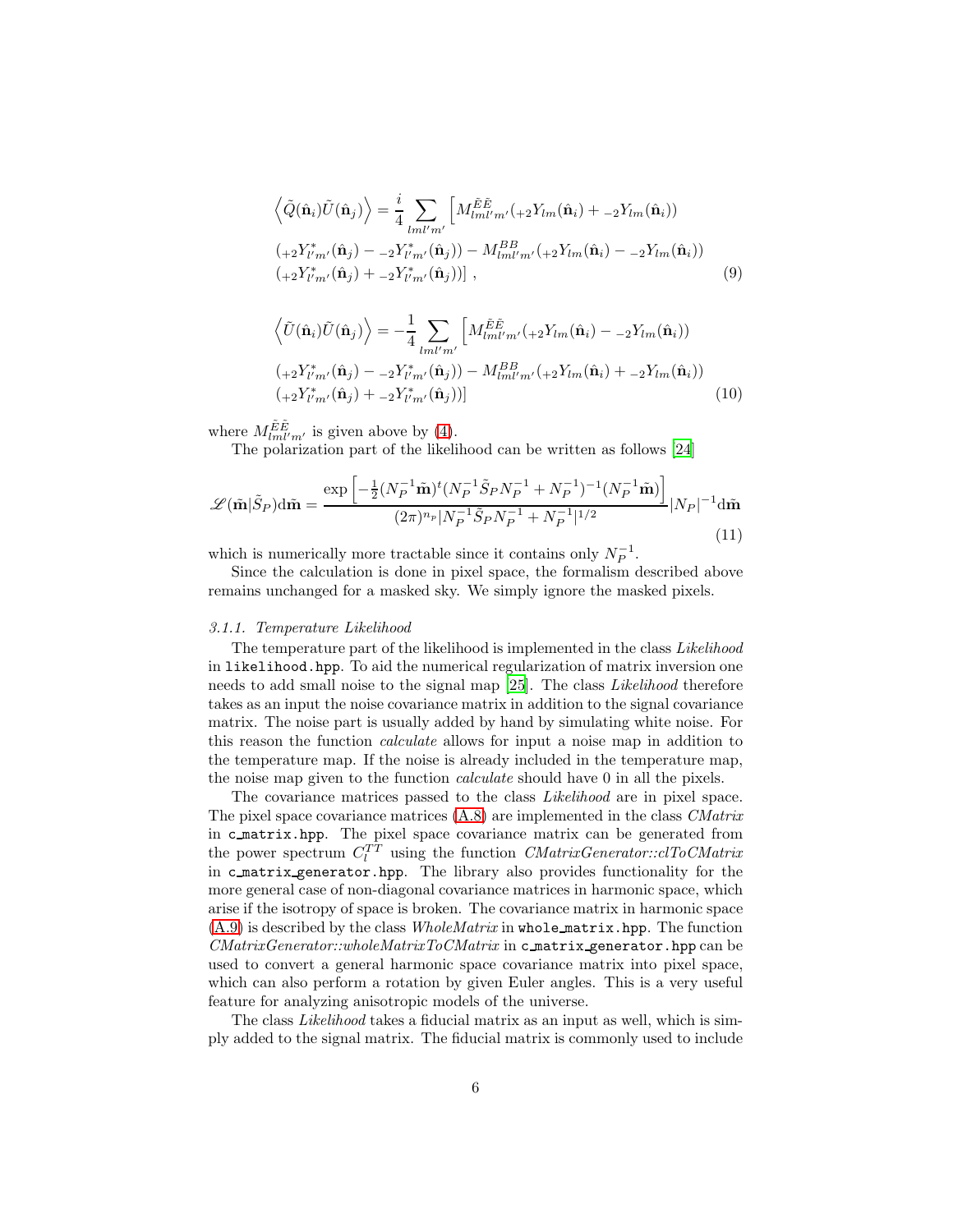$$
\left\langle \tilde{Q}(\hat{\mathbf{n}}_i)\tilde{U}(\hat{\mathbf{n}}_j)\right\rangle = \frac{i}{4}\sum_{lml'm'}\Big[M^{\tilde{E}\tilde{E}}_{lml'm'}({}_{+2}Y_{lm}(\hat{\mathbf{n}}_i) + {}_{-2}Y_{lm}(\hat{\mathbf{n}}_i))
$$

$$
({}_{+2}Y^*_{l'm'}(\hat{\mathbf{n}}_j) - {}_{-2}Y^*_{l'm'}(\hat{\mathbf{n}}_j)) - M^{BB}_{lml'm'}({}_{+2}Y_{lm}(\hat{\mathbf{n}}_i) - {}_{-2}Y_{lm}(\hat{\mathbf{n}}_i))
$$

$$
({}_{+2}Y^*_{l'm'}(\hat{\mathbf{n}}_j) + {}_{-2}Y^*_{l'm'}(\hat{\mathbf{n}}_j))\Big] \,, \tag{9}
$$

$$
\left\langle \tilde{U}(\hat{\mathbf{n}}_i)\tilde{U}(\hat{\mathbf{n}}_j)\right\rangle = -\frac{1}{4}\sum_{lml'm'}\Big[M^{\tilde{E}\tilde{E}}_{lml'm'}({}_{+2}Y_{lm}(\hat{\mathbf{n}}_i) - {}_{-2}Y_{lm}(\hat{\mathbf{n}}_i))
$$

$$
({}_{+2}Y^*_{l'm'}(\hat{\mathbf{n}}_j) - {}_{-2}Y^*_{l'm'}(\hat{\mathbf{n}}_j)) - M^{BB}_{lml'm'}({}_{+2}Y_{lm}(\hat{\mathbf{n}}_i) + {}_{-2}Y_{lm}(\hat{\mathbf{n}}_i))
$$

$$
({}_{+2}Y^*_{l'm'}(\hat{\mathbf{n}}_j) + {}_{-2}Y^*_{l'm'}(\hat{\mathbf{n}}_j))\Big] \tag{10}
$$

where $M^{\tilde{E}\tilde{E}}_{lml'm'}$ is given above by (4).

The polarization part of the likelihood can be written as follows [24]

$$
\mathscr{L}(\tilde{\mathbf{m}}|\tilde{S}_P)\mathrm{d}\tilde{\mathbf{m}} = \frac{\exp\left[-\frac{1}{2}(N_P^{-1}\tilde{\mathbf{m}})^t(N_P^{-1}\tilde{S}_P N_P^{-1} + N_P^{-1})^{-1}(N_P^{-1}\tilde{\mathbf{m}})\right]}{(2\pi)^{n_p}|N_P^{-1}\tilde{S}_P N_P^{-1} + N_P^{-1}|^{1/2}}|N_P|^{-1}\mathrm{d}\tilde{\mathbf{m}} \tag{11}
$$

which is numerically more tractable since it contains only $N_P^{-1}$.

Since the calculation is done in pixel space, the formalism described above remains unchanged for a masked sky. We simply ignore the masked pixels.

#### 3.1.1. Temperature Likelihood

The temperature part of the likelihood is implemented in the class *Likelihood* in `likelihood.hpp`. To aid the numerical regularization of matrix inversion one needs to add small noise to the signal map [25]. The class *Likelihood* therefore takes as an input the noise covariance matrix in addition to the signal covariance matrix. The noise part is usually added by hand by simulating white noise. For this reason the function *calculate* allows for input a noise map in addition to the temperature map. If the noise is already included in the temperature map, the noise map given to the function *calculate* should have 0 in all the pixels.

The covariance matrices passed to the class *Likelihood* are in pixel space. The pixel space covariance matrices (A.8) are implemented in the class *CMatrix* in `c_matrix.hpp`. The pixel space covariance matrix can be generated from the power spectrum $C_l^{TT}$ using the function *CMatrixGenerator::clToCMatrix* in `c_matrix_generator.hpp`. The library also provides functionality for the more general case of non-diagonal covariance matrices in harmonic space, which arise if the isotropy of space is broken. The covariance matrix in harmonic space (A.9) is described by the class *WholeMatrix* in `whole_matrix.hpp`. The function *CMatrixGenerator::wholeMatrixToCMatrix* in `c_matrix_generator.hpp` can be used to convert a general harmonic space covariance matrix into pixel space, which can also perform a rotation by given Euler angles. This is a very useful feature for analyzing anisotropic models of the universe.

The class *Likelihood* takes a fiducial matrix as an input as well, which is simply added to the signal matrix. The fiducial matrix is commonly used to include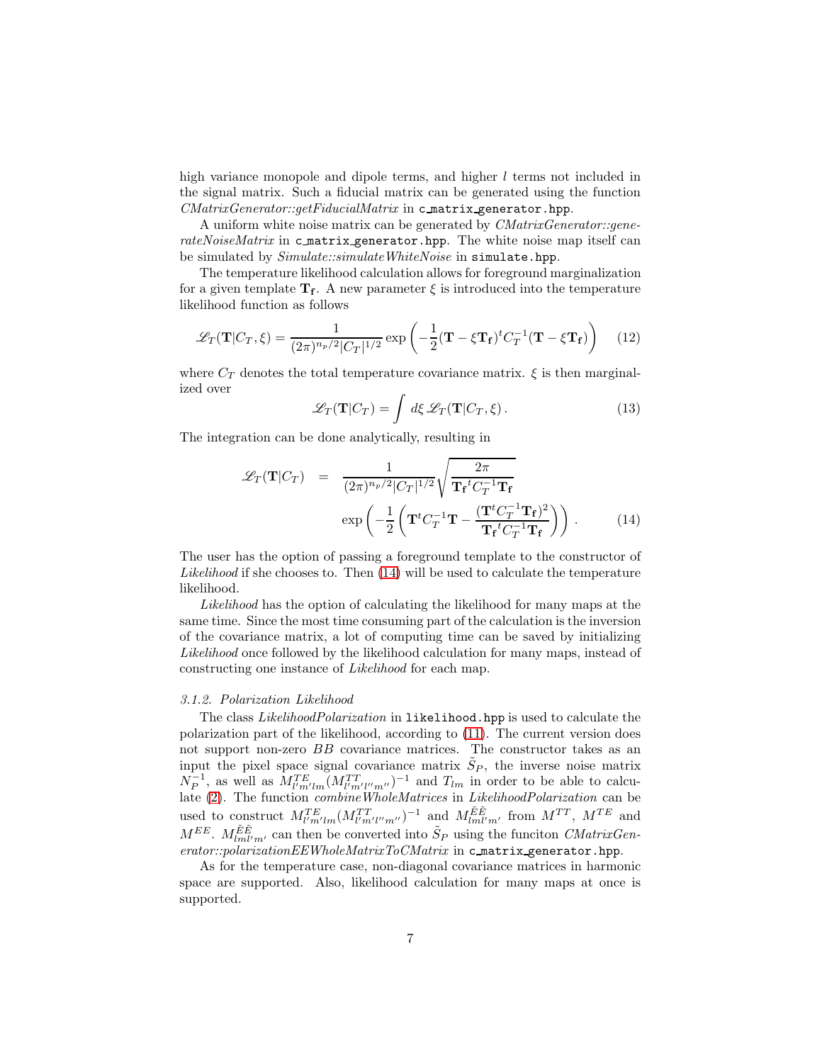high variance monopole and dipole terms, and higher $l$ terms not included in the signal matrix. Such a fiducial matrix can be generated using the function *CMatrixGenerator::getFiducialMatrix* in `c_matrix_generator.hpp`.

A uniform white noise matrix can be generated by *CMatrixGenerator::generateNoiseMatrix* in `c_matrix_generator.hpp`. The white noise map itself can be simulated by *Simulate::simulateWhiteNoise* in `simulate.hpp`.

The temperature likelihood calculation allows for foreground marginalization for a given template $\mathbf{T_f}$. A new parameter $\xi$ is introduced into the temperature likelihood function as follows

$$\mathscr{L}_T(\mathbf{T}|C_T, \xi) = \frac{1}{(2\pi)^{n_p/2}|C_T|^{1/2}} \exp\left(-\frac{1}{2}(\mathbf{T} - \xi\mathbf{T_f})^t C_T^{-1}(\mathbf{T} - \xi\mathbf{T_f})\right) \quad (12)$$

where $C_T$ denotes the total temperature covariance matrix. $\xi$ is then marginalized over

$$\mathscr{L}_T(\mathbf{T}|C_T) = \int d\xi \, \mathscr{L}_T(\mathbf{T}|C_T, \xi) \, . \quad (13)$$

The integration can be done analytically, resulting in

$$\mathscr{L}_T(\mathbf{T}|C_T) = \frac{1}{(2\pi)^{n_p/2}|C_T|^{1/2}} \sqrt{\frac{2\pi}{\mathbf{T_f}^t C_T^{-1}\mathbf{T_f}}} \exp\left(-\frac{1}{2}\left(\mathbf{T}^t C_T^{-1}\mathbf{T} - \frac{(\mathbf{T}^t C_T^{-1}\mathbf{T_f})^2}{\mathbf{T_f}^t C_T^{-1}\mathbf{T_f}}\right)\right) \, . \quad (14)$$

The user has the option of passing a foreground template to the constructor of *Likelihood* if she chooses to. Then (14) will be used to calculate the temperature likelihood.

*Likelihood* has the option of calculating the likelihood for many maps at the same time. Since the most time consuming part of the calculation is the inversion of the covariance matrix, a lot of computing time can be saved by initializing *Likelihood* once followed by the likelihood calculation for many maps, instead of constructing one instance of *Likelihood* for each map.

### *3.1.2. Polarization Likelihood*

The class *LikelihoodPolarization* in `likelihood.hpp` is used to calculate the polarization part of the likelihood, according to (11). The current version does not support non-zero $BB$ covariance matrices. The constructor takes as an input the pixel space signal covariance matrix $\tilde{S}_P$, the inverse noise matrix $N_P^{-1}$, as well as $M^{TE}_{l'm'lm}(M^{TT}_{l'm'l''m''})^{-1}$ and $T_{lm}$ in order to be able to calculate (2). The function *combineWholeMatrices* in *LikelihoodPolarization* can be used to construct $M^{TE}_{l'm'lm}(M^{TT}_{l'm'l''m''})^{-1}$ and $M^{\tilde{E}\tilde{E}}_{lml'm'}$ from $M^{TT}$, $M^{TE}$ and $M^{EE}$. $M^{\tilde{E}\tilde{E}}_{lml'm'}$ can then be converted into $\tilde{S}_P$ using the funciton *CMatrixGenerator::polarizationEEWholeMatrixToCMatrix* in `c_matrix_generator.hpp`.

As for the temperature case, non-diagonal covariance matrices in harmonic space are supported. Also, likelihood calculation for many maps at once is supported.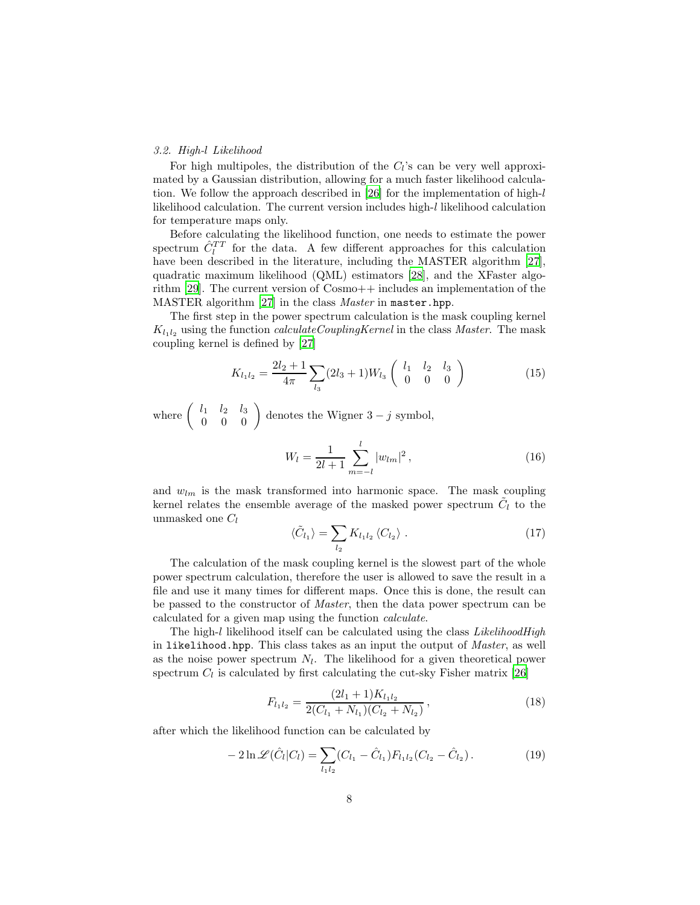### 3.2. High-$l$ Likelihood

For high multipoles, the distribution of the $C_l$'s can be very well approximated by a Gaussian distribution, allowing for a much faster likelihood calculation. We follow the approach described in [26] for the implementation of high-$l$ likelihood calculation. The current version includes high-$l$ likelihood calculation for temperature maps only.

Before calculating the likelihood function, one needs to estimate the power spectrum $\hat{C}_l^{TT}$ for the data. A few different approaches for this calculation have been described in the literature, including the MASTER algorithm [27], quadratic maximum likelihood (QML) estimators [28], and the XFaster algorithm [29]. The current version of Cosmo++ includes an implementation of the MASTER algorithm [27] in the class *Master* in `master.hpp`.

The first step in the power spectrum calculation is the mask coupling kernel $K_{l_1 l_2}$ using the function *calculateCouplingKernel* in the class *Master*. The mask coupling kernel is defined by [27]

$$K_{l_1 l_2} = \frac{2l_2 + 1}{4\pi} \sum_{l_3} (2l_3 + 1) W_{l_3} \begin{pmatrix} l_1 & l_2 & l_3 \\ 0 & 0 & 0 \end{pmatrix} \tag{15}$$

where $\begin{pmatrix} l_1 & l_2 & l_3 \\ 0 & 0 & 0 \end{pmatrix}$ denotes the Wigner $3-j$ symbol,

$$W_l = \frac{1}{2l+1} \sum_{m=-l}^{l} |w_{lm}|^2 \,, \tag{16}$$

and $w_{lm}$ is the mask transformed into harmonic space. The mask coupling kernel relates the ensemble average of the masked power spectrum $\tilde{C}_l$ to the unmasked one $C_l$

$$\langle \tilde{C}_{l_1} \rangle = \sum_{l_2} K_{l_1 l_2} \langle C_{l_2} \rangle \,. \tag{17}$$

The calculation of the mask coupling kernel is the slowest part of the whole power spectrum calculation, therefore the user is allowed to save the result in a file and use it many times for different maps. Once this is done, the result can be passed to the constructor of *Master*, then the data power spectrum can be calculated for a given map using the function *calculate*.

The high-$l$ likelihood itself can be calculated using the class *LikelihoodHigh* in `likelihood.hpp`. This class takes as an input the output of *Master*, as well as the noise power spectrum $N_l$. The likelihood for a given theoretical power spectrum $C_l$ is calculated by first calculating the cut-sky Fisher matrix [26]

$$F_{l_1 l_2} = \frac{(2l_1 + 1) K_{l_1 l_2}}{2(C_{l_1} + N_{l_1})(C_{l_2} + N_{l_2})} \,, \tag{18}$$

after which the likelihood function can be calculated by

$$-2 \ln \mathscr{L}(\hat{C}_l | C_l) = \sum_{l_1 l_2} (C_{l_1} - \hat{C}_{l_1}) F_{l_1 l_2} (C_{l_2} - \hat{C}_{l_2}) \,. \tag{19}$$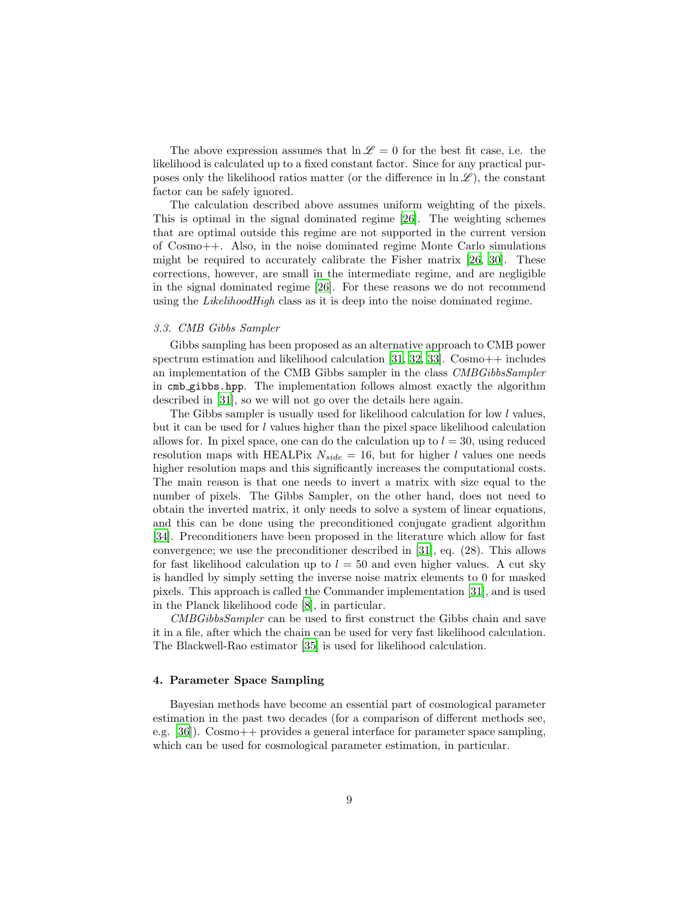The above expression assumes that $\ln \mathscr{L} = 0$ for the best fit case, i.e. the likelihood is calculated up to a fixed constant factor. Since for any practical purposes only the likelihood ratios matter (or the difference in $\ln \mathscr{L}$), the constant factor can be safely ignored.

The calculation described above assumes uniform weighting of the pixels. This is optimal in the signal dominated regime [26]. The weighting schemes that are optimal outside this regime are not supported in the current version of Cosmo++. Also, in the noise dominated regime Monte Carlo simulations might be required to accurately calibrate the Fisher matrix [26, 30]. These corrections, however, are small in the intermediate regime, and are negligible in the signal dominated regime [26]. For these reasons we do not recommend using the *LikelihoodHigh* class as it is deep into the noise dominated regime.

### 3.3. CMB Gibbs Sampler

Gibbs sampling has been proposed as an alternative approach to CMB power spectrum estimation and likelihood calculation [31, 32, 33]. Cosmo++ includes an implementation of the CMB Gibbs sampler in the class *CMBGibbsSampler* in `cmb_gibbs.hpp`. The implementation follows almost exactly the algorithm described in [31], so we will not go over the details here again.

The Gibbs sampler is usually used for likelihood calculation for low $l$ values, but it can be used for $l$ values higher than the pixel space likelihood calculation allows for. In pixel space, one can do the calculation up to $l = 30$, using reduced resolution maps with HEALPix $N_{side} = 16$, but for higher $l$ values one needs higher resolution maps and this significantly increases the computational costs. The main reason is that one needs to invert a matrix with size equal to the number of pixels. The Gibbs Sampler, on the other hand, does not need to obtain the inverted matrix, it only needs to solve a system of linear equations, and this can be done using the preconditioned conjugate gradient algorithm [34]. Preconditioners have been proposed in the literature which allow for fast convergence; we use the preconditioner described in [31], eq. (28). This allows for fast likelihood calculation up to $l = 50$ and even higher values. A cut sky is handled by simply setting the inverse noise matrix elements to 0 for masked pixels. This approach is called the Commander implementation [31], and is used in the Planck likelihood code [8], in particular.

*CMBGibbsSampler* can be used to first construct the Gibbs chain and save it in a file, after which the chain can be used for very fast likelihood calculation. The Blackwell-Rao estimator [35] is used for likelihood calculation.

## 4. Parameter Space Sampling

Bayesian methods have become an essential part of cosmological parameter estimation in the past two decades (for a comparison of different methods see, e.g. [36]). Cosmo++ provides a general interface for parameter space sampling, which can be used for cosmological parameter estimation, in particular.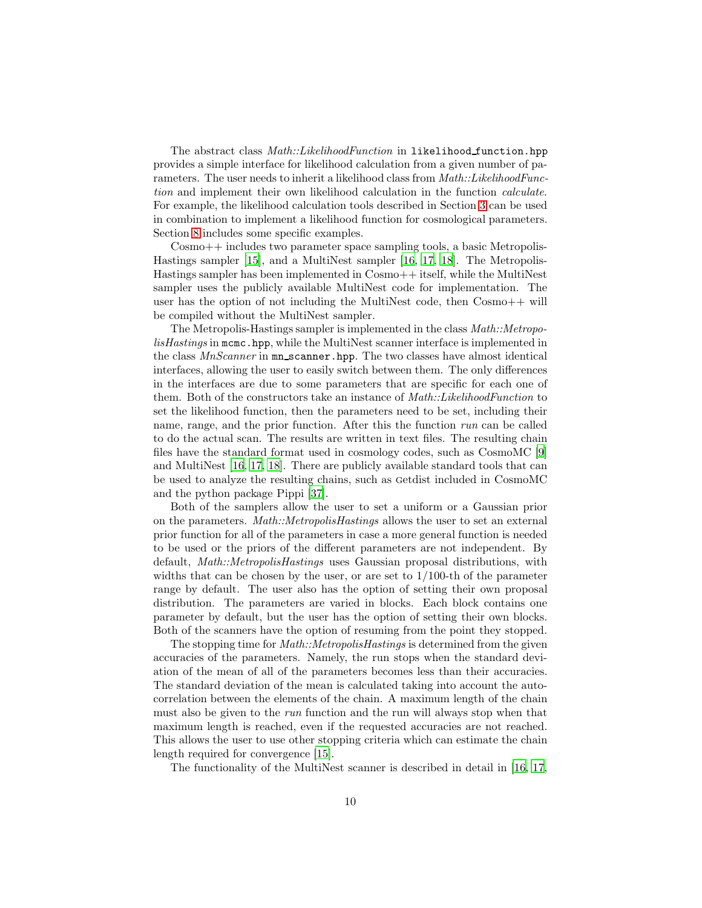The abstract class *Math::LikelihoodFunction* in `likelihood_function.hpp` provides a simple interface for likelihood calculation from a given number of parameters. The user needs to inherit a likelihood class from *Math::LikelihoodFunction* and implement their own likelihood calculation in the function *calculate*. For example, the likelihood calculation tools described in Section 3 can be used in combination to implement a likelihood function for cosmological parameters. Section 8 includes some specific examples.

Cosmo++ includes two parameter space sampling tools, a basic Metropolis-Hastings sampler [15], and a MultiNest sampler [16, 17, 18]. The Metropolis-Hastings sampler has been implemented in Cosmo++ itself, while the MultiNest sampler uses the publicly available MultiNest code for implementation. The user has the option of not including the MultiNest code, then Cosmo++ will be compiled without the MultiNest sampler.

The Metropolis-Hastings sampler is implemented in the class *Math::MetropolisHastings* in `mcmc.hpp`, while the MultiNest scanner interface is implemented in the class *MnScanner* in `mn_scanner.hpp`. The two classes have almost identical interfaces, allowing the user to easily switch between them. The only differences in the interfaces are due to some parameters that are specific for each one of them. Both of the constructors take an instance of *Math::LikelihoodFunction* to set the likelihood function, then the parameters need to be set, including their name, range, and the prior function. After this the function *run* can be called to do the actual scan. The results are written in text files. The resulting chain files have the standard format used in cosmology codes, such as CosmoMC [9] and MultiNest [16, 17, 18]. There are publicly available standard tools that can be used to analyze the resulting chains, such as Getdist included in CosmoMC and the python package Pippi [37].

Both of the samplers allow the user to set a uniform or a Gaussian prior on the parameters. *Math::MetropolisHastings* allows the user to set an external prior function for all of the parameters in case a more general function is needed to be used or the priors of the different parameters are not independent. By default, *Math::MetropolisHastings* uses Gaussian proposal distributions, with widths that can be chosen by the user, or are set to 1/100-th of the parameter range by default. The user also has the option of setting their own proposal distribution. The parameters are varied in blocks. Each block contains one parameter by default, but the user has the option of setting their own blocks. Both of the scanners have the option of resuming from the point they stopped.

The stopping time for *Math::MetropolisHastings* is determined from the given accuracies of the parameters. Namely, the run stops when the standard deviation of the mean of all of the parameters becomes less than their accuracies. The standard deviation of the mean is calculated taking into account the autocorrelation between the elements of the chain. A maximum length of the chain must also be given to the *run* function and the run will always stop when that maximum length is reached, even if the requested accuracies are not reached. This allows the user to use other stopping criteria which can estimate the chain length required for convergence [15].

The functionality of the MultiNest scanner is described in detail in [16, 17,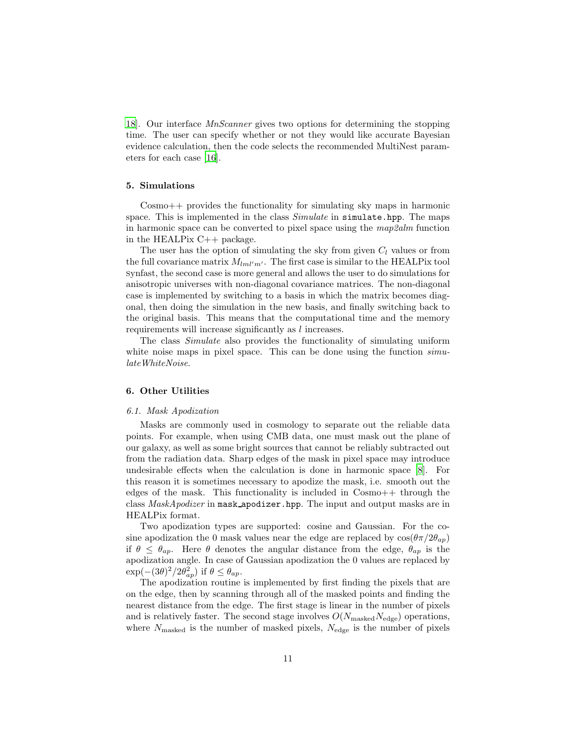[18]. Our interface *MnScanner* gives two options for determining the stopping time. The user can specify whether or not they would like accurate Bayesian evidence calculation, then the code selects the recommended MultiNest parameters for each case [16].

## 5. Simulations

Cosmo++ provides the functionality for simulating sky maps in harmonic space. This is implemented in the class *Simulate* in `simulate.hpp`. The maps in harmonic space can be converted to pixel space using the *map2alm* function in the HEALPix C++ package.

The user has the option of simulating the sky from given $C_l$ values or from the full covariance matrix $M_{lml'm'}$. The first case is similar to the HEALPix tool synfast, the second case is more general and allows the user to do simulations for anisotropic universes with non-diagonal covariance matrices. The non-diagonal case is implemented by switching to a basis in which the matrix becomes diagonal, then doing the simulation in the new basis, and finally switching back to the original basis. This means that the computational time and the memory requirements will increase significantly as $l$ increases.

The class *Simulate* also provides the functionality of simulating uniform white noise maps in pixel space. This can be done using the function *simulateWhiteNoise*.

## 6. Other Utilities

### 6.1. Mask Apodization

Masks are commonly used in cosmology to separate out the reliable data points. For example, when using CMB data, one must mask out the plane of our galaxy, as well as some bright sources that cannot be reliably subtracted out from the radiation data. Sharp edges of the mask in pixel space may introduce undesirable effects when the calculation is done in harmonic space [8]. For this reason it is sometimes necessary to apodize the mask, i.e. smooth out the edges of the mask. This functionality is included in Cosmo++ through the class *MaskApodizer* in `mask_apodizer.hpp`. The input and output masks are in HEALPix format.

Two apodization types are supported: cosine and Gaussian. For the cosine apodization the 0 mask values near the edge are replaced by $\cos(\theta\pi/2\theta_{ap})$ if $\theta \leq \theta_{ap}$. Here $\theta$ denotes the angular distance from the edge, $\theta_{ap}$ is the apodization angle. In case of Gaussian apodization the 0 values are replaced by $\exp(-(3\theta)^2/2\theta_{ap}^2)$ if $\theta \leq \theta_{ap}$.

The apodization routine is implemented by first finding the pixels that are on the edge, then by scanning through all of the masked points and finding the nearest distance from the edge. The first stage is linear in the number of pixels and is relatively faster. The second stage involves $O(N_{\text{masked}}N_{\text{edge}})$ operations, where $N_{\text{masked}}$ is the number of masked pixels, $N_{\text{edge}}$ is the number of pixels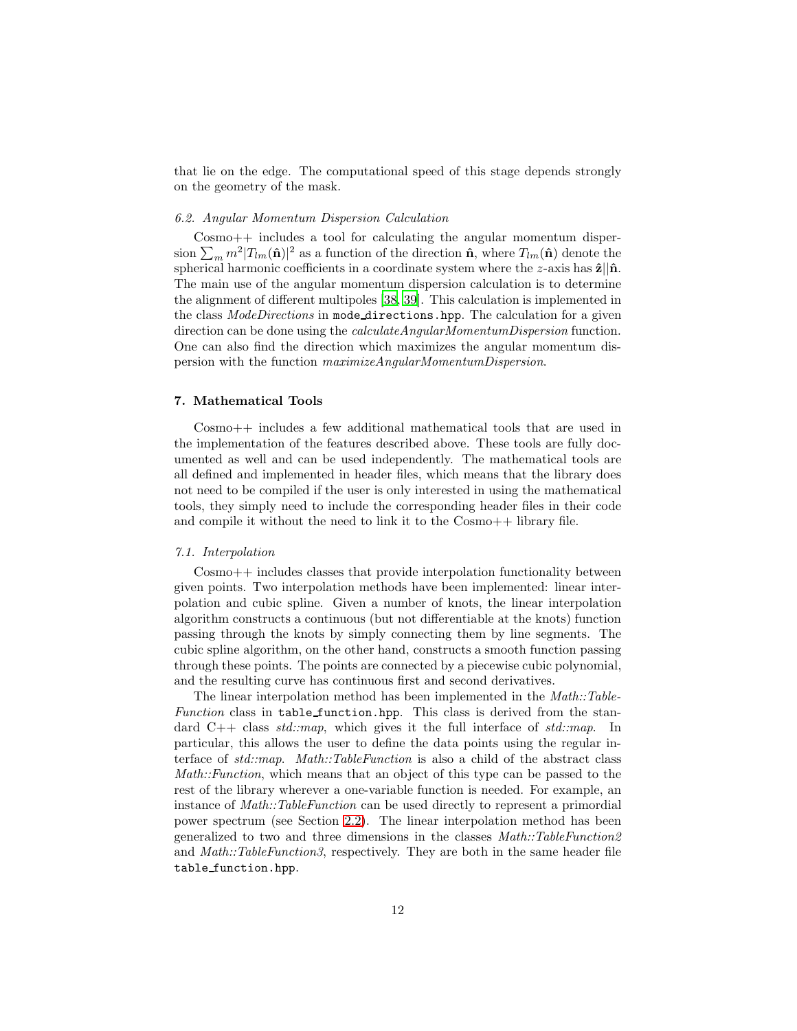that lie on the edge. The computational speed of this stage depends strongly on the geometry of the mask.

### 6.2. Angular Momentum Dispersion Calculation

Cosmo++ includes a tool for calculating the angular momentum dispersion $\sum_m m^2|T_{lm}(\hat{\mathbf{n}})|^2$ as a function of the direction $\hat{\mathbf{n}}$, where $T_{lm}(\hat{\mathbf{n}})$ denote the spherical harmonic coefficients in a coordinate system where the $z$-axis has $\hat{\mathbf{z}}||\hat{\mathbf{n}}$. The main use of the angular momentum dispersion calculation is to determine the alignment of different multipoles [38, 39]. This calculation is implemented in the class *ModeDirections* in `mode_directions.hpp`. The calculation for a given direction can be done using the *calculateAngularMomentumDispersion* function. One can also find the direction which maximizes the angular momentum dispersion with the function *maximizeAngularMomentumDispersion*.

## 7. Mathematical Tools

Cosmo++ includes a few additional mathematical tools that are used in the implementation of the features described above. These tools are fully documented as well and can be used independently. The mathematical tools are all defined and implemented in header files, which means that the library does not need to be compiled if the user is only interested in using the mathematical tools, they simply need to include the corresponding header files in their code and compile it without the need to link it to the Cosmo++ library file.

### 7.1. Interpolation

Cosmo++ includes classes that provide interpolation functionality between given points. Two interpolation methods have been implemented: linear interpolation and cubic spline. Given a number of knots, the linear interpolation algorithm constructs a continuous (but not differentiable at the knots) function passing through the knots by simply connecting them by line segments. The cubic spline algorithm, on the other hand, constructs a smooth function passing through these points. The points are connected by a piecewise cubic polynomial, and the resulting curve has continuous first and second derivatives.

The linear interpolation method has been implemented in the *Math::TableFunction* class in `table_function.hpp`. This class is derived from the standard C++ class *std::map*, which gives it the full interface of *std::map*. In particular, this allows the user to define the data points using the regular interface of *std::map*. *Math::TableFunction* is also a child of the abstract class *Math::Function*, which means that an object of this type can be passed to the rest of the library wherever a one-variable function is needed. For example, an instance of *Math::TableFunction* can be used directly to represent a primordial power spectrum (see Section 2.2). The linear interpolation method has been generalized to two and three dimensions in the classes *Math::TableFunction2* and *Math::TableFunction3*, respectively. They are both in the same header file `table_function.hpp`.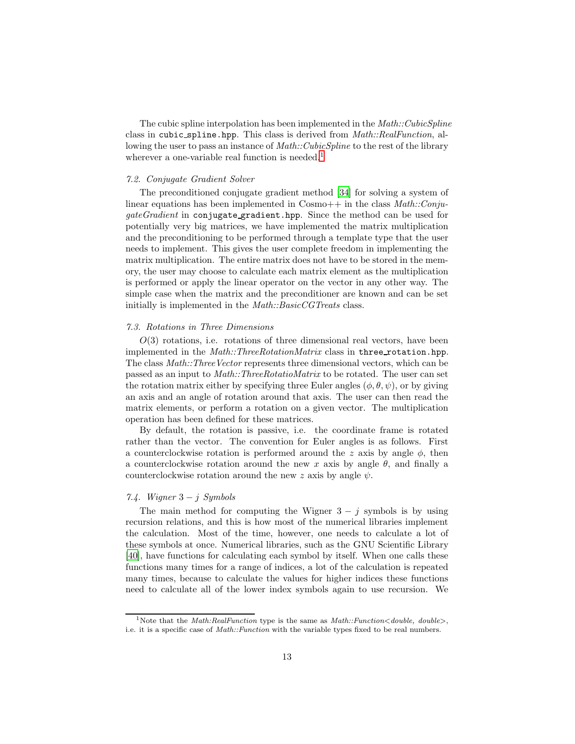The cubic spline interpolation has been implemented in the *Math::CubicSpline* class in `cubic_spline.hpp`. This class is derived from *Math::RealFunction*, allowing the user to pass an instance of *Math::CubicSpline* to the rest of the library wherever a one-variable real function is needed.[1]

### *7.2. Conjugate Gradient Solver*

The preconditioned conjugate gradient method [34] for solving a system of linear equations has been implemented in Cosmo++ in the class *Math::ConjugateGradient* in `conjugate_gradient.hpp`. Since the method can be used for potentially very big matrices, we have implemented the matrix multiplication and the preconditioning to be performed through a template type that the user needs to implement. This gives the user complete freedom in implementing the matrix multiplication. The entire matrix does not have to be stored in the memory, the user may choose to calculate each matrix element as the multiplication is performed or apply the linear operator on the vector in any other way. The simple case when the matrix and the preconditioner are known and can be set initially is implemented in the *Math::BasicCGTreats* class.

### *7.3. Rotations in Three Dimensions*

$O(3)$ rotations, i.e. rotations of three dimensional real vectors, have been implemented in the *Math::ThreeRotationMatrix* class in `three_rotation.hpp`. The class *Math::ThreeVector* represents three dimensional vectors, which can be passed as an input to *Math::ThreeRotatioMatrix* to be rotated. The user can set the rotation matrix either by specifying three Euler angles $(\phi, \theta, \psi)$, or by giving an axis and an angle of rotation around that axis. The user can then read the matrix elements, or perform a rotation on a given vector. The multiplication operation has been defined for these matrices.

By default, the rotation is passive, i.e. the coordinate frame is rotated rather than the vector. The convention for Euler angles is as follows. First a counterclockwise rotation is performed around the $z$ axis by angle $\phi$, then a counterclockwise rotation around the new $x$ axis by angle $\theta$, and finally a counterclockwise rotation around the new $z$ axis by angle $\psi$.

### *7.4. Wigner $3-j$ Symbols*

The main method for computing the Wigner $3-j$ symbols is by using recursion relations, and this is how most of the numerical libraries implement the calculation. Most of the time, however, one needs to calculate a lot of these symbols at once. Numerical libraries, such as the GNU Scientific Library [40], have functions for calculating each symbol by itself. When one calls these functions many times for a range of indices, a lot of the calculation is repeated many times, because to calculate the values for higher indices these functions need to calculate all of the lower index symbols again to use recursion. We

---

[1] Note that the *Math:RealFunction* type is the same as *Math::Function<double, double>*, i.e. it is a specific case of *Math::Function* with the variable types fixed to be real numbers.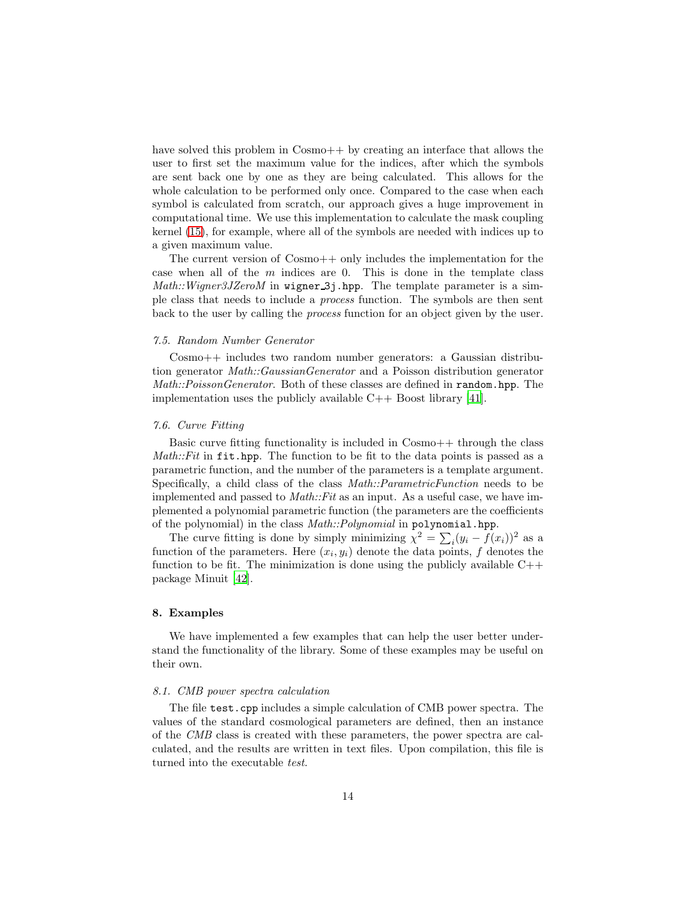have solved this problem in Cosmo++ by creating an interface that allows the user to first set the maximum value for the indices, after which the symbols are sent back one by one as they are being calculated. This allows for the whole calculation to be performed only once. Compared to the case when each symbol is calculated from scratch, our approach gives a huge improvement in computational time. We use this implementation to calculate the mask coupling kernel (15), for example, where all of the symbols are needed with indices up to a given maximum value.

The current version of Cosmo++ only includes the implementation for the case when all of the $m$ indices are 0. This is done in the template class *Math::Wigner3JZeroM* in `wigner_3j.hpp`. The template parameter is a simple class that needs to include a *process* function. The symbols are then sent back to the user by calling the *process* function for an object given by the user.

### *7.5. Random Number Generator*

Cosmo++ includes two random number generators: a Gaussian distribution generator *Math::GaussianGenerator* and a Poisson distribution generator *Math::PoissonGenerator*. Both of these classes are defined in `random.hpp`. The implementation uses the publicly available C++ Boost library [41].

### *7.6. Curve Fitting*

Basic curve fitting functionality is included in Cosmo++ through the class *Math::Fit* in `fit.hpp`. The function to be fit to the data points is passed as a parametric function, and the number of the parameters is a template argument. Specifically, a child class of the class *Math::ParametricFunction* needs to be implemented and passed to *Math::Fit* as an input. As a useful case, we have implemented a polynomial parametric function (the parameters are the coefficients of the polynomial) in the class *Math::Polynomial* in `polynomial.hpp`.

The curve fitting is done by simply minimizing $\chi^2 = \sum_i (y_i - f(x_i))^2$ as a function of the parameters. Here $(x_i, y_i)$ denote the data points, $f$ denotes the function to be fit. The minimization is done using the publicly available C++ package Minuit [42].

## 8. Examples

We have implemented a few examples that can help the user better understand the functionality of the library. Some of these examples may be useful on their own.

### *8.1. CMB power spectra calculation*

The file `test.cpp` includes a simple calculation of CMB power spectra. The values of the standard cosmological parameters are defined, then an instance of the *CMB* class is created with these parameters, the power spectra are calculated, and the results are written in text files. Upon compilation, this file is turned into the executable *test*.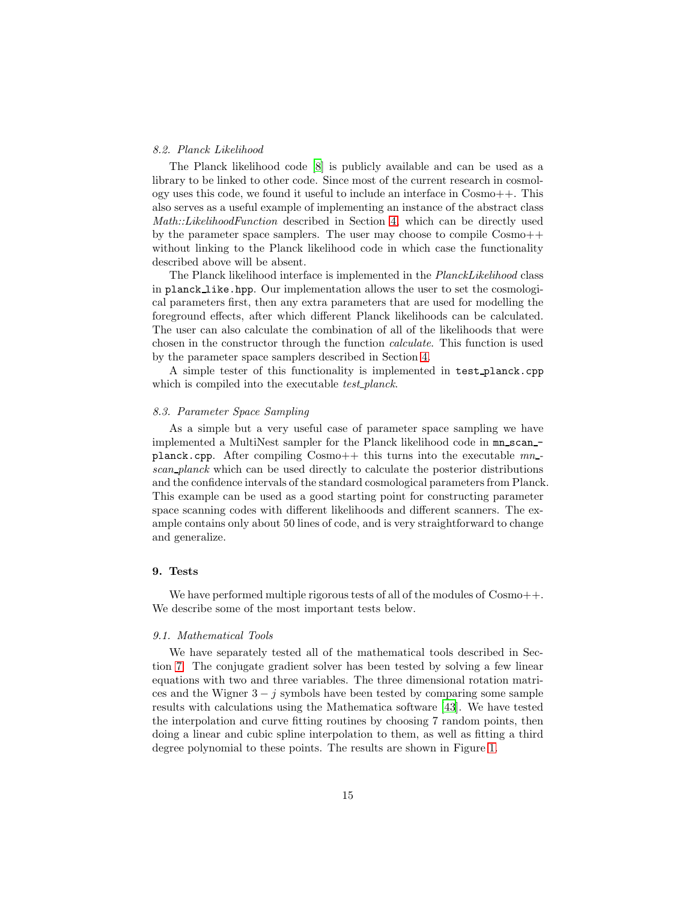### 8.2. Planck Likelihood

The Planck likelihood code [8] is publicly available and can be used as a library to be linked to other code. Since most of the current research in cosmology uses this code, we found it useful to include an interface in Cosmo++. This also serves as a useful example of implementing an instance of the abstract class *Math::LikelihoodFunction* described in Section 4, which can be directly used by the parameter space samplers. The user may choose to compile Cosmo++ without linking to the Planck likelihood code in which case the functionality described above will be absent.

The Planck likelihood interface is implemented in the *PlanckLikelihood* class in `planck_like.hpp`. Our implementation allows the user to set the cosmological parameters first, then any extra parameters that are used for modelling the foreground effects, after which different Planck likelihoods can be calculated. The user can also calculate the combination of all of the likelihoods that were chosen in the constructor through the function *calculate*. This function is used by the parameter space samplers described in Section 4.

A simple tester of this functionality is implemented in `test_planck.cpp` which is compiled into the executable *test_planck*.

### 8.3. Parameter Space Sampling

As a simple but a very useful case of parameter space sampling we have implemented a MultiNest sampler for the Planck likelihood code in `mn_scan_planck.cpp`. After compiling Cosmo++ this turns into the executable *mn_scan_planck* which can be used directly to calculate the posterior distributions and the confidence intervals of the standard cosmological parameters from Planck. This example can be used as a good starting point for constructing parameter space scanning codes with different likelihoods and different scanners. The example contains only about 50 lines of code, and is very straightforward to change and generalize.

## 9. Tests

We have performed multiple rigorous tests of all of the modules of Cosmo++. We describe some of the most important tests below.

### 9.1. Mathematical Tools

We have separately tested all of the mathematical tools described in Section 7. The conjugate gradient solver has been tested by solving a few linear equations with two and three variables. The three dimensional rotation matrices and the Wigner $3-j$ symbols have been tested by comparing some sample results with calculations using the Mathematica software [43]. We have tested the interpolation and curve fitting routines by choosing 7 random points, then doing a linear and cubic spline interpolation to them, as well as fitting a third degree polynomial to these points. The results are shown in Figure 1.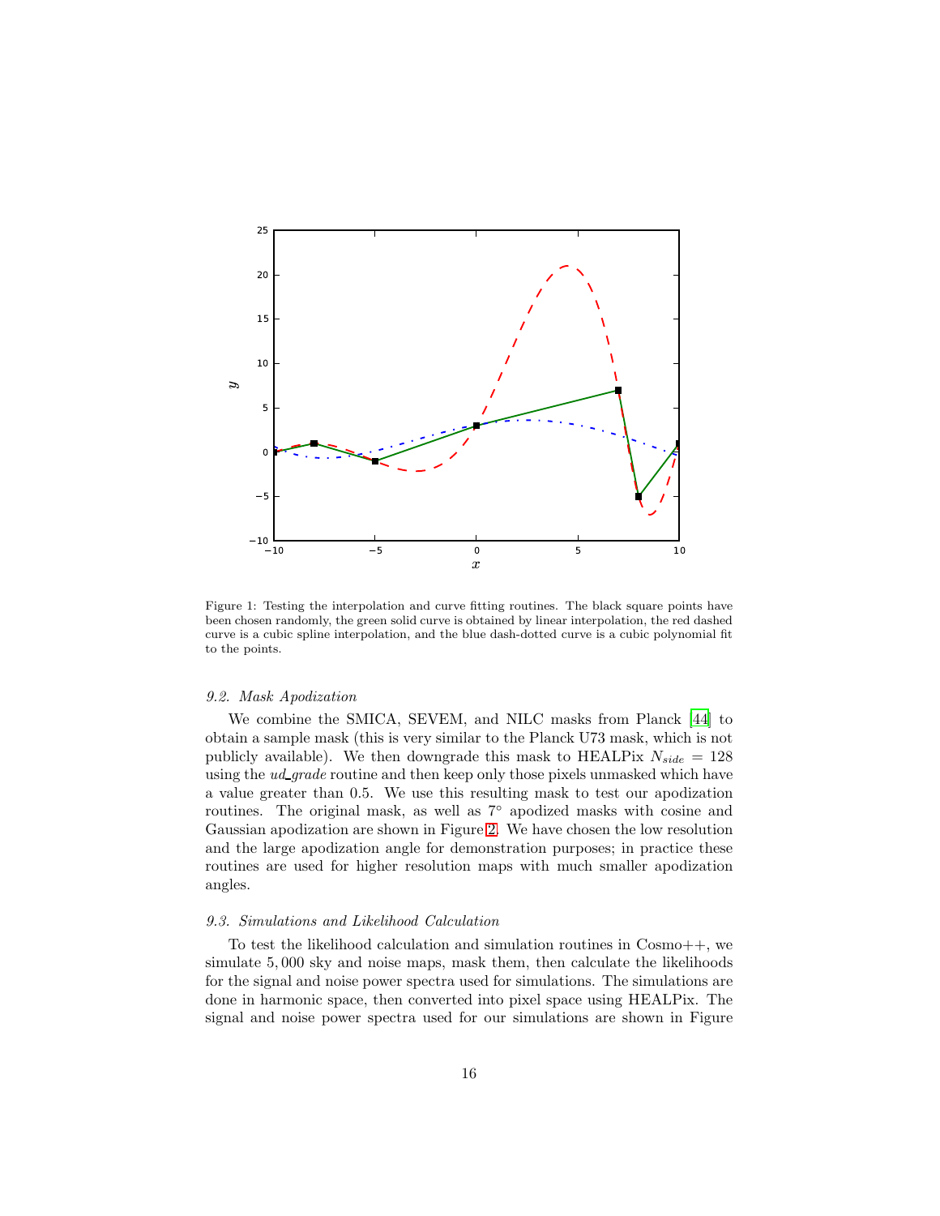Figure 1: Testing the interpolation and curve fitting routines. The black square points have been chosen randomly, the green solid curve is obtained by linear interpolation, the red dashed curve is a cubic spline interpolation, and the blue dash-dotted curve is a cubic polynomial fit to the points.

### *9.2. Mask Apodization*

We combine the SMICA, SEVEM, and NILC masks from Planck [44] to obtain a sample mask (this is very similar to the Planck U73 mask, which is not publicly available). We then downgrade this mask to HEALPix $N_{side} = 128$ using the *ud_grade* routine and then keep only those pixels unmasked which have a value greater than 0.5. We use this resulting mask to test our apodization routines. The original mask, as well as $7°$ apodized masks with cosine and Gaussian apodization are shown in Figure 2. We have chosen the low resolution and the large apodization angle for demonstration purposes; in practice these routines are used for higher resolution maps with much smaller apodization angles.

### *9.3. Simulations and Likelihood Calculation*

To test the likelihood calculation and simulation routines in Cosmo++, we simulate $5,000$ sky and noise maps, mask them, then calculate the likelihoods for the signal and noise power spectra used for simulations. The simulations are done in harmonic space, then converted into pixel space using HEALPix. The signal and noise power spectra used for our simulations are shown in Figure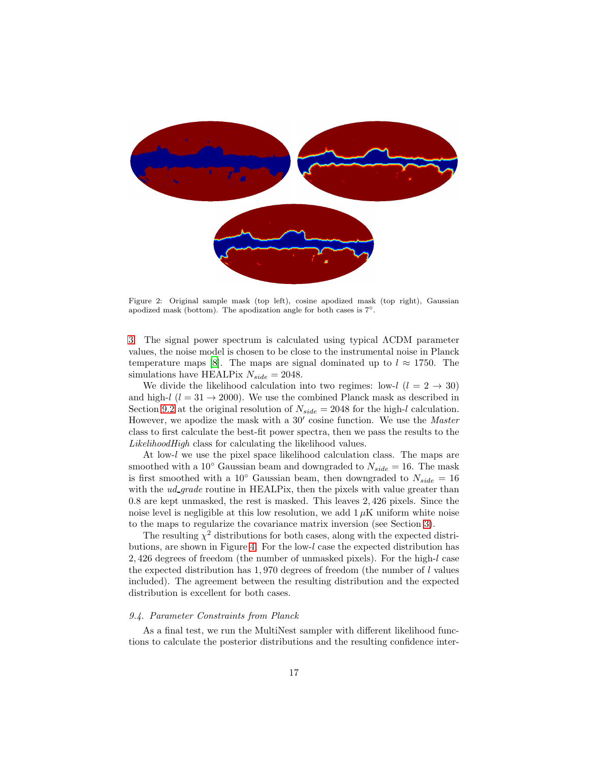Figure 2: Original sample mask (top left), cosine apodized mask (top right), Gaussian apodized mask (bottom). The apodization angle for both cases is $7^\circ$.

3. The signal power spectrum is calculated using typical ΛCDM parameter values, the noise model is chosen to be close to the instrumental noise in Planck temperature maps [8]. The maps are signal dominated up to $l \approx 1750$. The simulations have HEALPix $N_{side} = 2048$.

We divide the likelihood calculation into two regimes: low-$l$ ($l = 2 \to 30$) and high-$l$ ($l = 31 \to 2000$). We use the combined Planck mask as described in Section 9.2 at the original resolution of $N_{side} = 2048$ for the high-$l$ calculation. However, we apodize the mask with a $30'$ cosine function. We use the *Master* class to first calculate the best-fit power spectra, then we pass the results to the *LikelihoodHigh* class for calculating the likelihood values.

At low-$l$ we use the pixel space likelihood calculation class. The maps are smoothed with a $10^\circ$ Gaussian beam and downgraded to $N_{side} = 16$. The mask is first smoothed with a $10^\circ$ Gaussian beam, then downgraded to $N_{side} = 16$ with the *ud_grade* routine in HEALPix, then the pixels with value greater than 0.8 are kept unmasked, the rest is masked. This leaves 2,426 pixels. Since the noise level is negligible at this low resolution, we add $1\,\mu$K uniform white noise to the maps to regularize the covariance matrix inversion (see Section 3).

The resulting $\chi^2$ distributions for both cases, along with the expected distributions, are shown in Figure 4. For the low-$l$ case the expected distribution has 2,426 degrees of freedom (the number of unmasked pixels). For the high-$l$ case the expected distribution has 1,970 degrees of freedom (the number of $l$ values included). The agreement between the resulting distribution and the expected distribution is excellent for both cases.

### *9.4. Parameter Constraints from Planck*

As a final test, we run the MultiNest sampler with different likelihood functions to calculate the posterior distributions and the resulting confidence inter-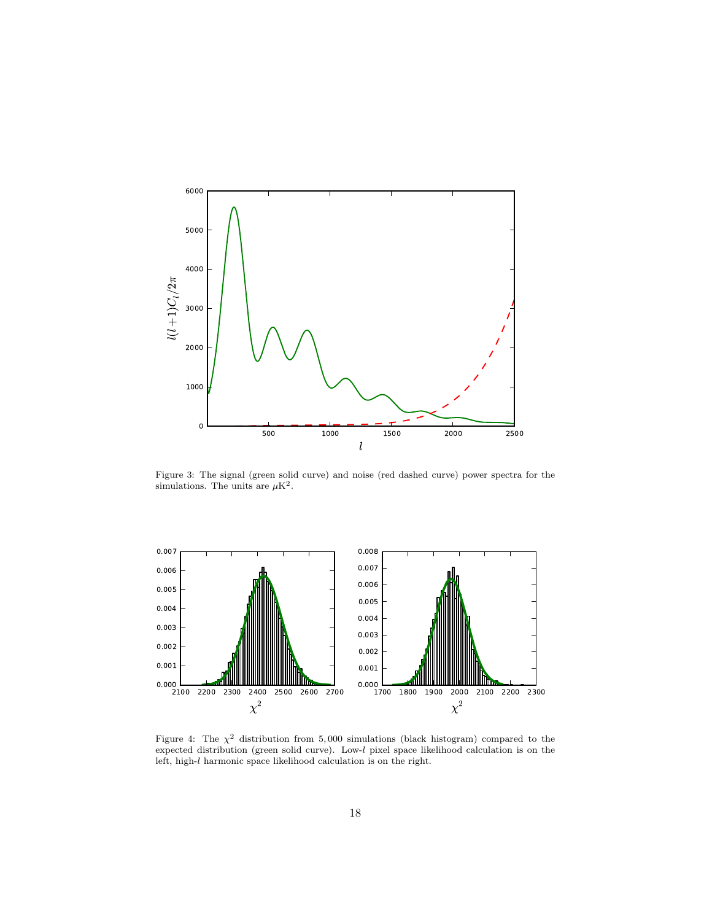Figure 3: The signal (green solid curve) and noise (red dashed curve) power spectra for the simulations. The units are $\mu$K$^2$.

Figure 4: The $\chi^2$ distribution from 5,000 simulations (black histogram) compared to the expected distribution (green solid curve). Low-$l$ pixel space likelihood calculation is on the left, high-$l$ harmonic space likelihood calculation is on the right.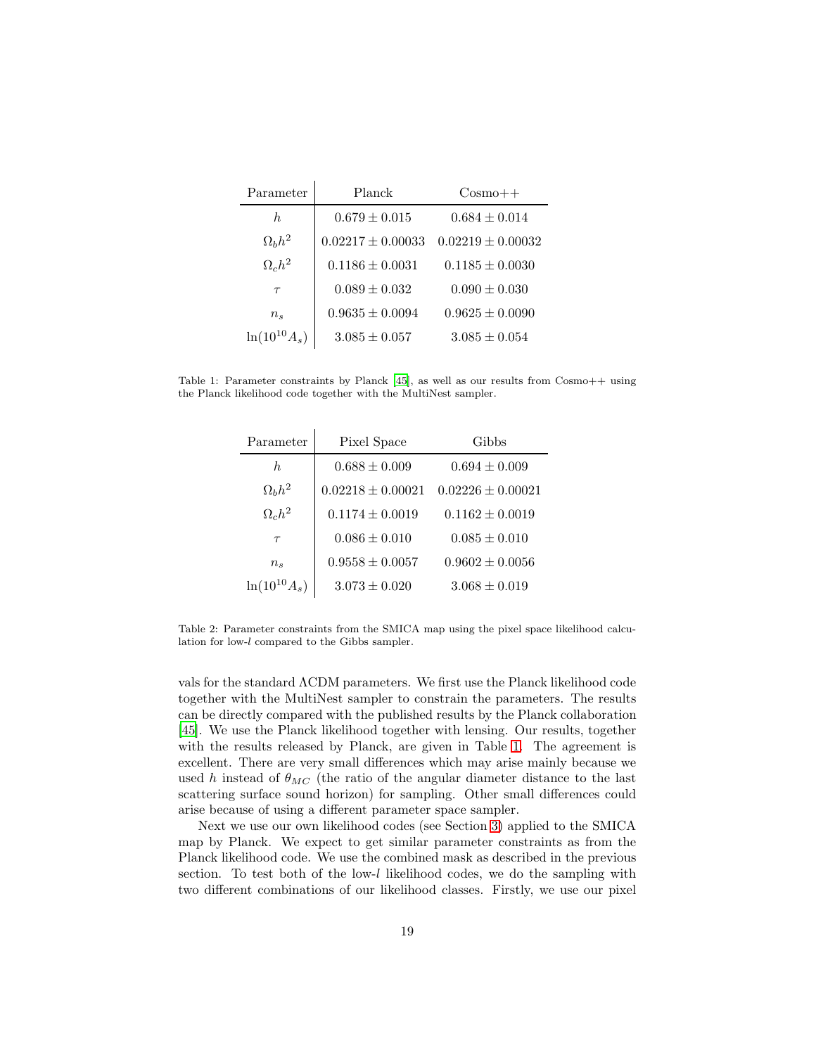| Parameter | Planck | Cosmo++ |
|---|---|---|
| $h$ | $0.679 \pm 0.015$ | $0.684 \pm 0.014$ |
| $\Omega_b h^2$ | $0.02217 \pm 0.00033$ | $0.02219 \pm 0.00032$ |
| $\Omega_c h^2$ | $0.1186 \pm 0.0031$ | $0.1185 \pm 0.0030$ |
| $\tau$ | $0.089 \pm 0.032$ | $0.090 \pm 0.030$ |
| $n_s$ | $0.9635 \pm 0.0094$ | $0.9625 \pm 0.0090$ |
| $\ln(10^{10} A_s)$ | $3.085 \pm 0.057$ | $3.085 \pm 0.054$ |

Table 1: Parameter constraints by Planck [45], as well as our results from Cosmo++ using the Planck likelihood code together with the MultiNest sampler.

| Parameter | Pixel Space | Gibbs |
|---|---|---|
| $h$ | $0.688 \pm 0.009$ | $0.694 \pm 0.009$ |
| $\Omega_b h^2$ | $0.02218 \pm 0.00021$ | $0.02226 \pm 0.00021$ |
| $\Omega_c h^2$ | $0.1174 \pm 0.0019$ | $0.1162 \pm 0.0019$ |
| $\tau$ | $0.086 \pm 0.010$ | $0.085 \pm 0.010$ |
| $n_s$ | $0.9558 \pm 0.0057$ | $0.9602 \pm 0.0056$ |
| $\ln(10^{10} A_s)$ | $3.073 \pm 0.020$ | $3.068 \pm 0.019$ |

Table 2: Parameter constraints from the SMICA map using the pixel space likelihood calculation for low-$l$ compared to the Gibbs sampler.

vals for the standard ΛCDM parameters. We first use the Planck likelihood code together with the MultiNest sampler to constrain the parameters. The results can be directly compared with the published results by the Planck collaboration [45]. We use the Planck likelihood together with lensing. Our results, together with the results released by Planck, are given in Table 1. The agreement is excellent. There are very small differences which may arise mainly because we used $h$ instead of $\theta_{MC}$ (the ratio of the angular diameter distance to the last scattering surface sound horizon) for sampling. Other small differences could arise because of using a different parameter space sampler.

Next we use our own likelihood codes (see Section 3) applied to the SMICA map by Planck. We expect to get similar parameter constraints as from the Planck likelihood code. We use the combined mask as described in the previous section. To test both of the low-$l$ likelihood codes, we do the sampling with two different combinations of our likelihood classes. Firstly, we use our pixel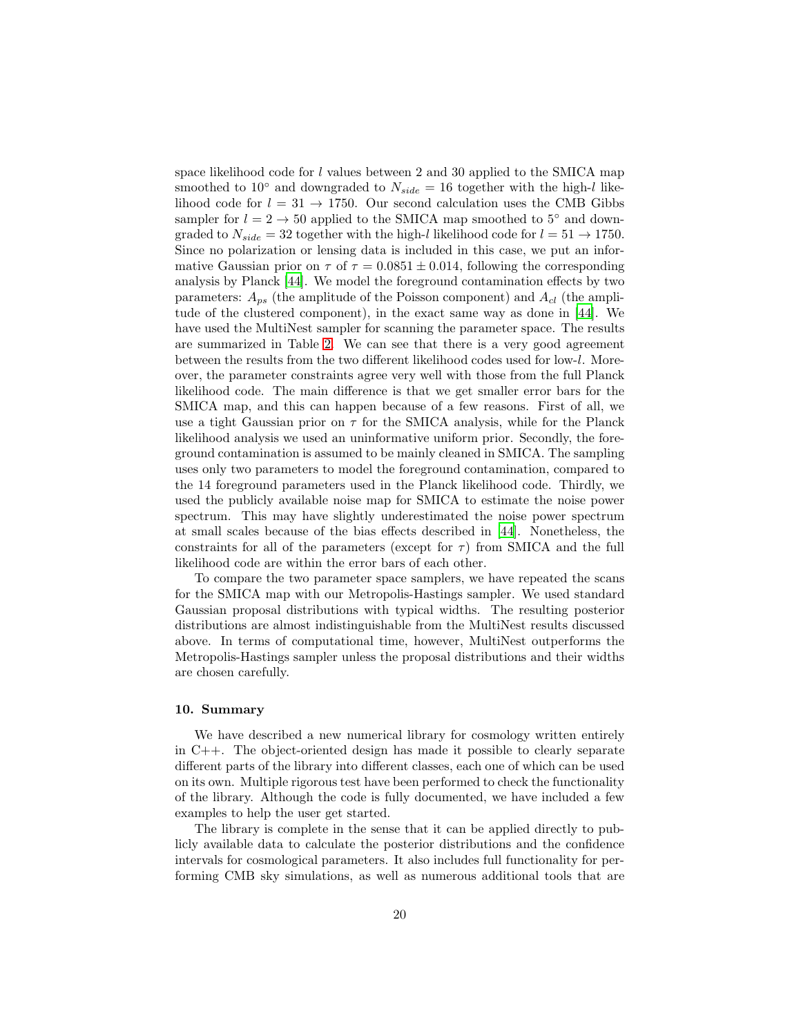space likelihood code for $l$ values between 2 and 30 applied to the SMICA map smoothed to $10^\circ$ and downgraded to $N_{side} = 16$ together with the high-$l$ likelihood code for $l = 31 \rightarrow 1750$. Our second calculation uses the CMB Gibbs sampler for $l = 2 \rightarrow 50$ applied to the SMICA map smoothed to $5^\circ$ and downgraded to $N_{side} = 32$ together with the high-$l$ likelihood code for $l = 51 \rightarrow 1750$. Since no polarization or lensing data is included in this case, we put an informative Gaussian prior on $\tau$ of $\tau = 0.0851 \pm 0.014$, following the corresponding analysis by Planck [44]. We model the foreground contamination effects by two parameters: $A_{ps}$ (the amplitude of the Poisson component) and $A_{cl}$ (the amplitude of the clustered component), in the exact same way as done in [44]. We have used the MultiNest sampler for scanning the parameter space. The results are summarized in Table 2. We can see that there is a very good agreement between the results from the two different likelihood codes used for low-$l$. Moreover, the parameter constraints agree very well with those from the full Planck likelihood code. The main difference is that we get smaller error bars for the SMICA map, and this can happen because of a few reasons. First of all, we use a tight Gaussian prior on $\tau$ for the SMICA analysis, while for the Planck likelihood analysis we used an uninformative uniform prior. Secondly, the foreground contamination is assumed to be mainly cleaned in SMICA. The sampling uses only two parameters to model the foreground contamination, compared to the 14 foreground parameters used in the Planck likelihood code. Thirdly, we used the publicly available noise map for SMICA to estimate the noise power spectrum. This may have slightly underestimated the noise power spectrum at small scales because of the bias effects described in [44]. Nonetheless, the constraints for all of the parameters (except for $\tau$) from SMICA and the full likelihood code are within the error bars of each other.

To compare the two parameter space samplers, we have repeated the scans for the SMICA map with our Metropolis-Hastings sampler. We used standard Gaussian proposal distributions with typical widths. The resulting posterior distributions are almost indistinguishable from the MultiNest results discussed above. In terms of computational time, however, MultiNest outperforms the Metropolis-Hastings sampler unless the proposal distributions and their widths are chosen carefully.

## 10. Summary

We have described a new numerical library for cosmology written entirely in C++. The object-oriented design has made it possible to clearly separate different parts of the library into different classes, each one of which can be used on its own. Multiple rigorous test have been performed to check the functionality of the library. Although the code is fully documented, we have included a few examples to help the user get started.

The library is complete in the sense that it can be applied directly to publicly available data to calculate the posterior distributions and the confidence intervals for cosmological parameters. It also includes full functionality for performing CMB sky simulations, as well as numerous additional tools that are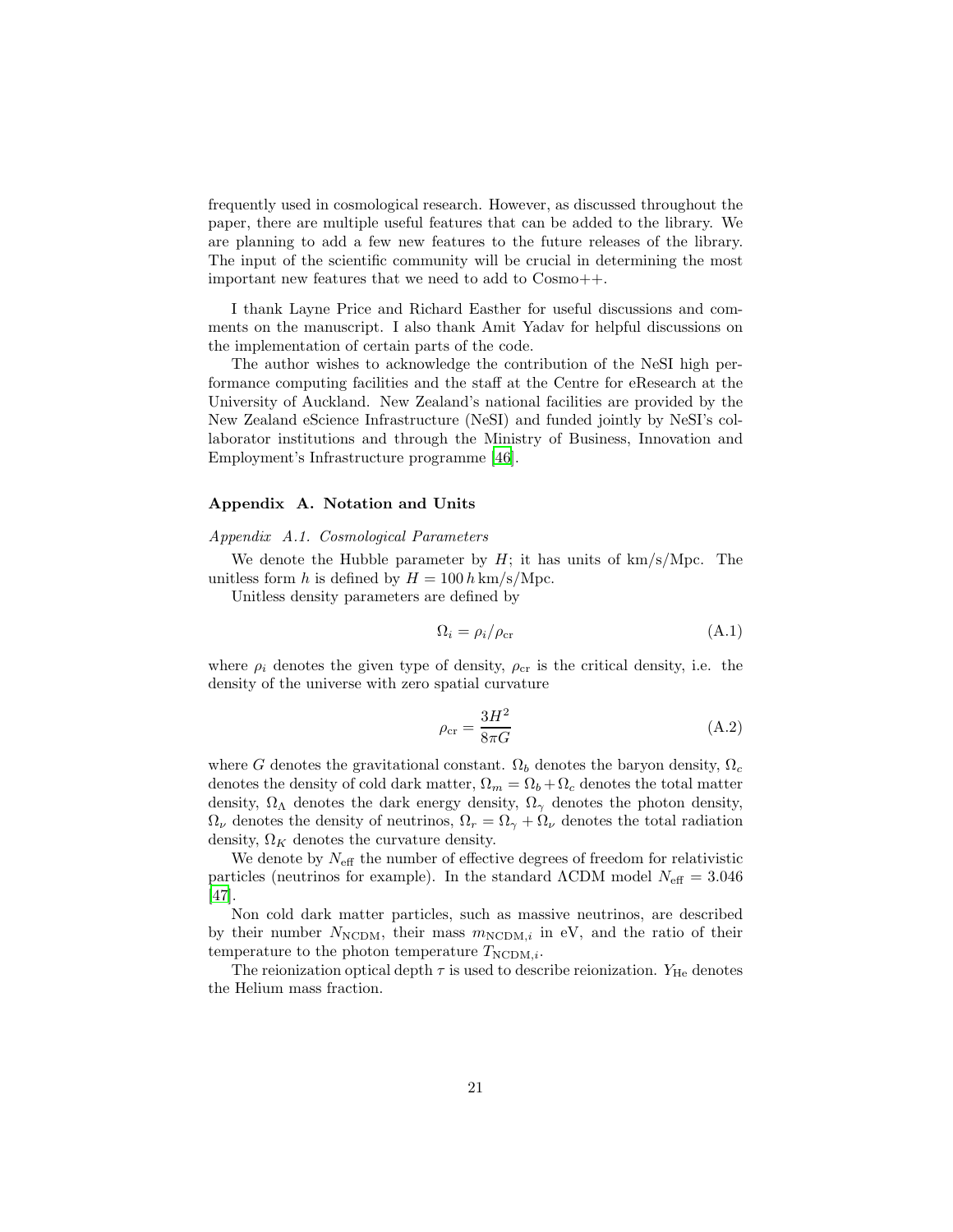frequently used in cosmological research. However, as discussed throughout the paper, there are multiple useful features that can be added to the library. We are planning to add a few new features to the future releases of the library. The input of the scientific community will be crucial in determining the most important new features that we need to add to Cosmo++.

I thank Layne Price and Richard Easther for useful discussions and comments on the manuscript. I also thank Amit Yadav for helpful discussions on the implementation of certain parts of the code.

The author wishes to acknowledge the contribution of the NeSI high performance computing facilities and the staff at the Centre for eResearch at the University of Auckland. New Zealand's national facilities are provided by the New Zealand eScience Infrastructure (NeSI) and funded jointly by NeSI's collaborator institutions and through the Ministry of Business, Innovation and Employment's Infrastructure programme [46].

## Appendix A. Notation and Units

### *Appendix A.1. Cosmological Parameters*

We denote the Hubble parameter by $H$; it has units of km/s/Mpc. The unitless form $h$ is defined by $H = 100\, h\, \mathrm{km/s/Mpc}$.

Unitless density parameters are defined by

$$\Omega_i = \rho_i / \rho_{\mathrm{cr}} \tag{A.1}$$

where $\rho_i$ denotes the given type of density, $\rho_{\mathrm{cr}}$ is the critical density, i.e. the density of the universe with zero spatial curvature

$$\rho_{\mathrm{cr}} = \frac{3H^2}{8\pi G} \tag{A.2}$$

where $G$ denotes the gravitational constant. $\Omega_b$ denotes the baryon density, $\Omega_c$ denotes the density of cold dark matter, $\Omega_m = \Omega_b + \Omega_c$ denotes the total matter density, $\Omega_\Lambda$ denotes the dark energy density, $\Omega_\gamma$ denotes the photon density, $\Omega_\nu$ denotes the density of neutrinos, $\Omega_r = \Omega_\gamma + \Omega_\nu$ denotes the total radiation density, $\Omega_K$ denotes the curvature density.

We denote by $N_{\mathrm{eff}}$ the number of effective degrees of freedom for relativistic particles (neutrinos for example). In the standard ΛCDM model $N_{\mathrm{eff}} = 3.046$ [47].

Non cold dark matter particles, such as massive neutrinos, are described by their number $N_{\mathrm{NCDM}}$, their mass $m_{\mathrm{NCDM},i}$ in eV, and the ratio of their temperature to the photon temperature $T_{\mathrm{NCDM},i}$.

The reionization optical depth $\tau$ is used to describe reionization. $Y_{\mathrm{He}}$ denotes the Helium mass fraction.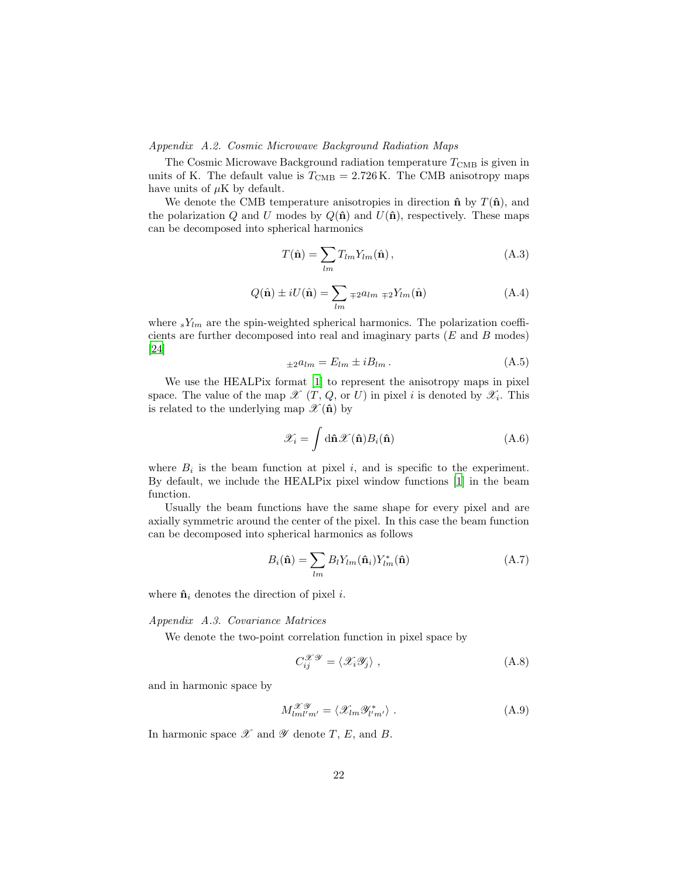### *Appendix A.2. Cosmic Microwave Background Radiation Maps*

The Cosmic Microwave Background radiation temperature $T_{\rm CMB}$ is given in units of K. The default value is $T_{\rm CMB} = 2.726\,{\rm K}$. The CMB anisotropy maps have units of $\mu$K by default.

We denote the CMB temperature anisotropies in direction $\hat{\mathbf{n}}$ by $T(\hat{\mathbf{n}})$, and the polarization $Q$ and $U$ modes by $Q(\hat{\mathbf{n}})$ and $U(\hat{\mathbf{n}})$, respectively. These maps can be decomposed into spherical harmonics

$$T(\hat{\mathbf{n}}) = \sum_{lm} T_{lm} Y_{lm}(\hat{\mathbf{n}})\,, \tag{A.3}$$

$$Q(\hat{\mathbf{n}}) \pm iU(\hat{\mathbf{n}}) = \sum_{lm} {}_{\mp 2}a_{lm}\ {}_{\mp 2}Y_{lm}(\hat{\mathbf{n}}) \tag{A.4}$$

where ${}_sY_{lm}$ are the spin-weighted spherical harmonics. The polarization coefficients are further decomposed into real and imaginary parts ($E$ and $B$ modes) [24]

$${}_{\pm 2}a_{lm} = E_{lm} \pm iB_{lm}\,. \tag{A.5}$$

We use the HEALPix format [1] to represent the anisotropy maps in pixel space. The value of the map $\mathscr{X}$ ($T$, $Q$, or $U$) in pixel $i$ is denoted by $\mathscr{X}_i$. This is related to the underlying map $\mathscr{X}(\hat{\mathbf{n}})$ by

$$\mathscr{X}_i = \int \mathrm{d}\hat{\mathbf{n}} \mathscr{X}(\hat{\mathbf{n}}) B_i(\hat{\mathbf{n}}) \tag{A.6}$$

where $B_i$ is the beam function at pixel $i$, and is specific to the experiment. By default, we include the HEALPix pixel window functions [1] in the beam function.

Usually the beam functions have the same shape for every pixel and are axially symmetric around the center of the pixel. In this case the beam function can be decomposed into spherical harmonics as follows

$$B_i(\hat{\mathbf{n}}) = \sum_{lm} B_l Y_{lm}(\hat{\mathbf{n}}_i) Y^*_{lm}(\hat{\mathbf{n}}) \tag{A.7}$$

where $\hat{\mathbf{n}}_i$ denotes the direction of pixel $i$.

### *Appendix A.3. Covariance Matrices*

We denote the two-point correlation function in pixel space by

$$C_{ij}^{\mathscr{X}\mathscr{Y}} = \langle \mathscr{X}_i \mathscr{Y}_j \rangle\,, \tag{A.8}$$

and in harmonic space by

$$M_{lml'm'}^{\mathscr{X}\mathscr{Y}} = \langle \mathscr{X}_{lm} \mathscr{Y}^*_{l'm'} \rangle\,. \tag{A.9}$$

In harmonic space $\mathscr{X}$ and $\mathscr{Y}$ denote $T$, $E$, and $B$.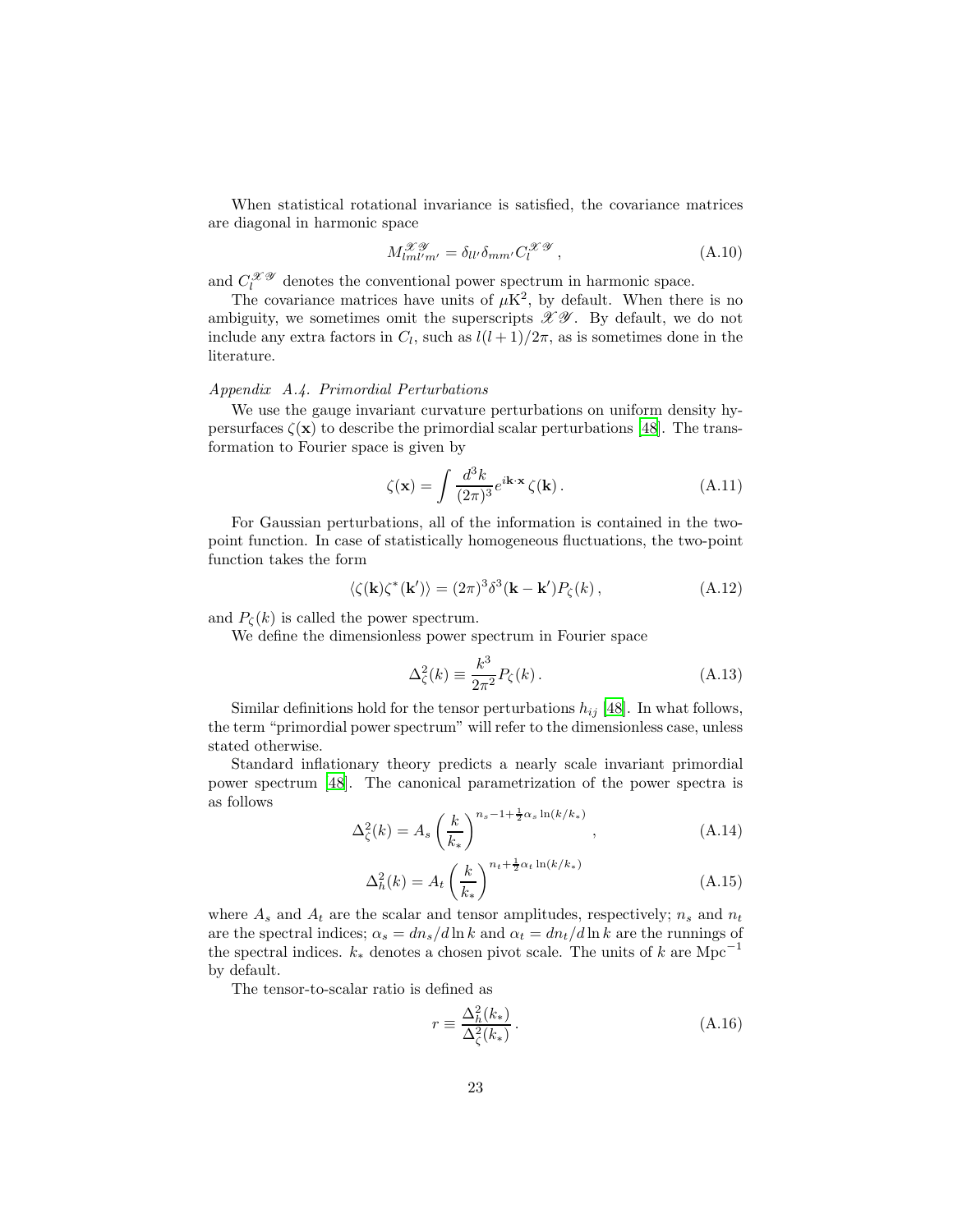When statistical rotational invariance is satisfied, the covariance matrices are diagonal in harmonic space

$$M^{\mathscr{X}\mathscr{Y}}_{lml'm'} = \delta_{ll'}\delta_{mm'}C^{\mathscr{X}\mathscr{Y}}_l \,, \tag{A.10}$$

and $C^{\mathscr{X}\mathscr{Y}}_l$ denotes the conventional power spectrum in harmonic space.

The covariance matrices have units of $\mu\mathrm{K}^2$, by default. When there is no ambiguity, we sometimes omit the superscripts $\mathscr{X}\mathscr{Y}$. By default, we do not include any extra factors in $C_l$, such as $l(l+1)/2\pi$, as is sometimes done in the literature.

*Appendix A.4. Primordial Perturbations*

We use the gauge invariant curvature perturbations on uniform density hypersurfaces $\zeta(\mathbf{x})$ to describe the primordial scalar perturbations [48]. The transformation to Fourier space is given by

$$\zeta(\mathbf{x}) = \int \frac{d^3k}{(2\pi)^3} e^{i\mathbf{k}\cdot\mathbf{x}}\,\zeta(\mathbf{k})\,. \tag{A.11}$$

For Gaussian perturbations, all of the information is contained in the two-point function. In case of statistically homogeneous fluctuations, the two-point function takes the form

$$\langle\zeta(\mathbf{k})\zeta^*(\mathbf{k}')\rangle = (2\pi)^3\delta^3(\mathbf{k}-\mathbf{k}')P_\zeta(k)\,, \tag{A.12}$$

and $P_\zeta(k)$ is called the power spectrum.

We define the dimensionless power spectrum in Fourier space

$$\Delta^2_\zeta(k) \equiv \frac{k^3}{2\pi^2}P_\zeta(k)\,. \tag{A.13}$$

Similar definitions hold for the tensor perturbations $h_{ij}$ [48]. In what follows, the term "primordial power spectrum" will refer to the dimensionless case, unless stated otherwise.

Standard inflationary theory predicts a nearly scale invariant primordial power spectrum [48]. The canonical parametrization of the power spectra is as follows

$$\Delta^2_\zeta(k) = A_s\left(\frac{k}{k_*}\right)^{n_s-1+\frac{1}{2}\alpha_s\ln(k/k_*)}\,, \tag{A.14}$$

$$\Delta^2_h(k) = A_t\left(\frac{k}{k_*}\right)^{n_t+\frac{1}{2}\alpha_t\ln(k/k_*)} \tag{A.15}$$

where $A_s$ and $A_t$ are the scalar and tensor amplitudes, respectively; $n_s$ and $n_t$ are the spectral indices; $\alpha_s = dn_s/d\ln k$ and $\alpha_t = dn_t/d\ln k$ are the runnings of the spectral indices. $k_*$ denotes a chosen pivot scale. The units of $k$ are $\mathrm{Mpc}^{-1}$ by default.

The tensor-to-scalar ratio is defined as

$$r \equiv \frac{\Delta^2_h(k_*)}{\Delta^2_\zeta(k_*)}\,. \tag{A.16}$$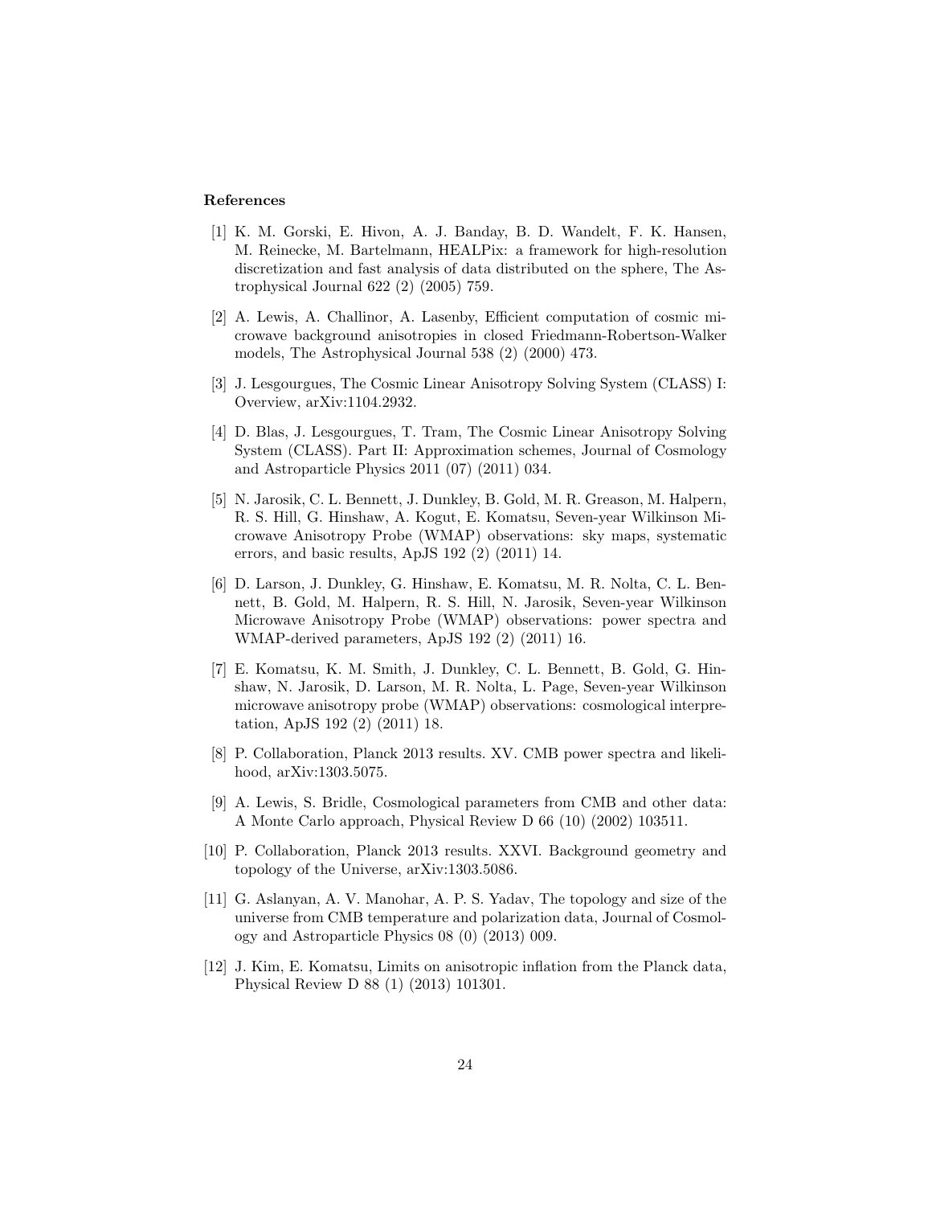### References

[1] K. M. Gorski, E. Hivon, A. J. Banday, B. D. Wandelt, F. K. Hansen, M. Reinecke, M. Bartelmann, HEALPix: a framework for high-resolution discretization and fast analysis of data distributed on the sphere, The Astrophysical Journal 622 (2) (2005) 759.

[2] A. Lewis, A. Challinor, A. Lasenby, Efficient computation of cosmic microwave background anisotropies in closed Friedmann-Robertson-Walker models, The Astrophysical Journal 538 (2) (2000) 473.

[3] J. Lesgourgues, The Cosmic Linear Anisotropy Solving System (CLASS) I: Overview, arXiv:1104.2932.

[4] D. Blas, J. Lesgourgues, T. Tram, The Cosmic Linear Anisotropy Solving System (CLASS). Part II: Approximation schemes, Journal of Cosmology and Astroparticle Physics 2011 (07) (2011) 034.

[5] N. Jarosik, C. L. Bennett, J. Dunkley, B. Gold, M. R. Greason, M. Halpern, R. S. Hill, G. Hinshaw, A. Kogut, E. Komatsu, Seven-year Wilkinson Microwave Anisotropy Probe (WMAP) observations: sky maps, systematic errors, and basic results, ApJS 192 (2) (2011) 14.

[6] D. Larson, J. Dunkley, G. Hinshaw, E. Komatsu, M. R. Nolta, C. L. Bennett, B. Gold, M. Halpern, R. S. Hill, N. Jarosik, Seven-year Wilkinson Microwave Anisotropy Probe (WMAP) observations: power spectra and WMAP-derived parameters, ApJS 192 (2) (2011) 16.

[7] E. Komatsu, K. M. Smith, J. Dunkley, C. L. Bennett, B. Gold, G. Hinshaw, N. Jarosik, D. Larson, M. R. Nolta, L. Page, Seven-year Wilkinson microwave anisotropy probe (WMAP) observations: cosmological interpretation, ApJS 192 (2) (2011) 18.

[8] P. Collaboration, Planck 2013 results. XV. CMB power spectra and likelihood, arXiv:1303.5075.

[9] A. Lewis, S. Bridle, Cosmological parameters from CMB and other data: A Monte Carlo approach, Physical Review D 66 (10) (2002) 103511.

[10] P. Collaboration, Planck 2013 results. XXVI. Background geometry and topology of the Universe, arXiv:1303.5086.

[11] G. Aslanyan, A. V. Manohar, A. P. S. Yadav, The topology and size of the universe from CMB temperature and polarization data, Journal of Cosmology and Astroparticle Physics 08 (0) (2013) 009.

[12] J. Kim, E. Komatsu, Limits on anisotropic inflation from the Planck data, Physical Review D 88 (1) (2013) 101301.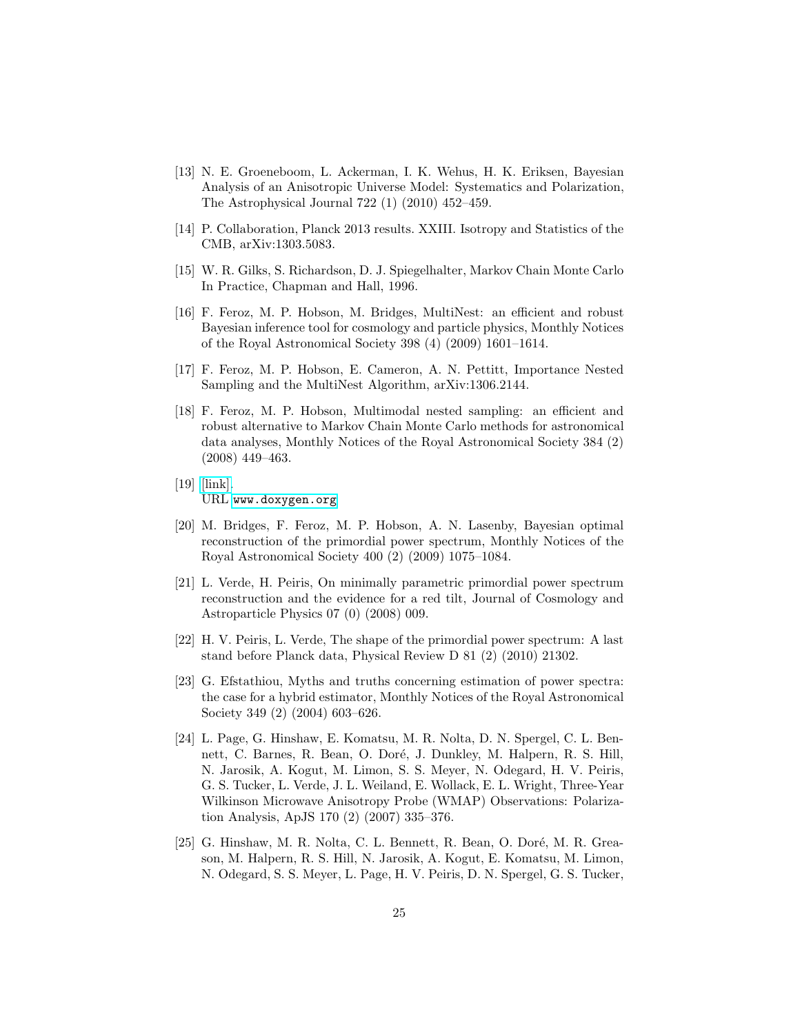[13] N. E. Groeneboom, L. Ackerman, I. K. Wehus, H. K. Eriksen, Bayesian Analysis of an Anisotropic Universe Model: Systematics and Polarization, The Astrophysical Journal 722 (1) (2010) 452–459.

[14] P. Collaboration, Planck 2013 results. XXIII. Isotropy and Statistics of the CMB, arXiv:1303.5083.

[15] W. R. Gilks, S. Richardson, D. J. Spiegelhalter, Markov Chain Monte Carlo In Practice, Chapman and Hall, 1996.

[16] F. Feroz, M. P. Hobson, M. Bridges, MultiNest: an efficient and robust Bayesian inference tool for cosmology and particle physics, Monthly Notices of the Royal Astronomical Society 398 (4) (2009) 1601–1614.

[17] F. Feroz, M. P. Hobson, E. Cameron, A. N. Pettitt, Importance Nested Sampling and the MultiNest Algorithm, arXiv:1306.2144.

[18] F. Feroz, M. P. Hobson, Multimodal nested sampling: an efficient and robust alternative to Markov Chain Monte Carlo methods for astronomical data analyses, Monthly Notices of the Royal Astronomical Society 384 (2) (2008) 449–463.

[19] [link].
URL www.doxygen.org

[20] M. Bridges, F. Feroz, M. P. Hobson, A. N. Lasenby, Bayesian optimal reconstruction of the primordial power spectrum, Monthly Notices of the Royal Astronomical Society 400 (2) (2009) 1075–1084.

[21] L. Verde, H. Peiris, On minimally parametric primordial power spectrum reconstruction and the evidence for a red tilt, Journal of Cosmology and Astroparticle Physics 07 (0) (2008) 009.

[22] H. V. Peiris, L. Verde, The shape of the primordial power spectrum: A last stand before Planck data, Physical Review D 81 (2) (2010) 21302.

[23] G. Efstathiou, Myths and truths concerning estimation of power spectra: the case for a hybrid estimator, Monthly Notices of the Royal Astronomical Society 349 (2) (2004) 603–626.

[24] L. Page, G. Hinshaw, E. Komatsu, M. R. Nolta, D. N. Spergel, C. L. Bennett, C. Barnes, R. Bean, O. Doré, J. Dunkley, M. Halpern, R. S. Hill, N. Jarosik, A. Kogut, M. Limon, S. S. Meyer, N. Odegard, H. V. Peiris, G. S. Tucker, L. Verde, J. L. Weiland, E. Wollack, E. L. Wright, Three-Year Wilkinson Microwave Anisotropy Probe (WMAP) Observations: Polarization Analysis, ApJS 170 (2) (2007) 335–376.

[25] G. Hinshaw, M. R. Nolta, C. L. Bennett, R. Bean, O. Doré, M. R. Greason, M. Halpern, R. S. Hill, N. Jarosik, A. Kogut, E. Komatsu, M. Limon, N. Odegard, S. S. Meyer, L. Page, H. V. Peiris, D. N. Spergel, G. S. Tucker,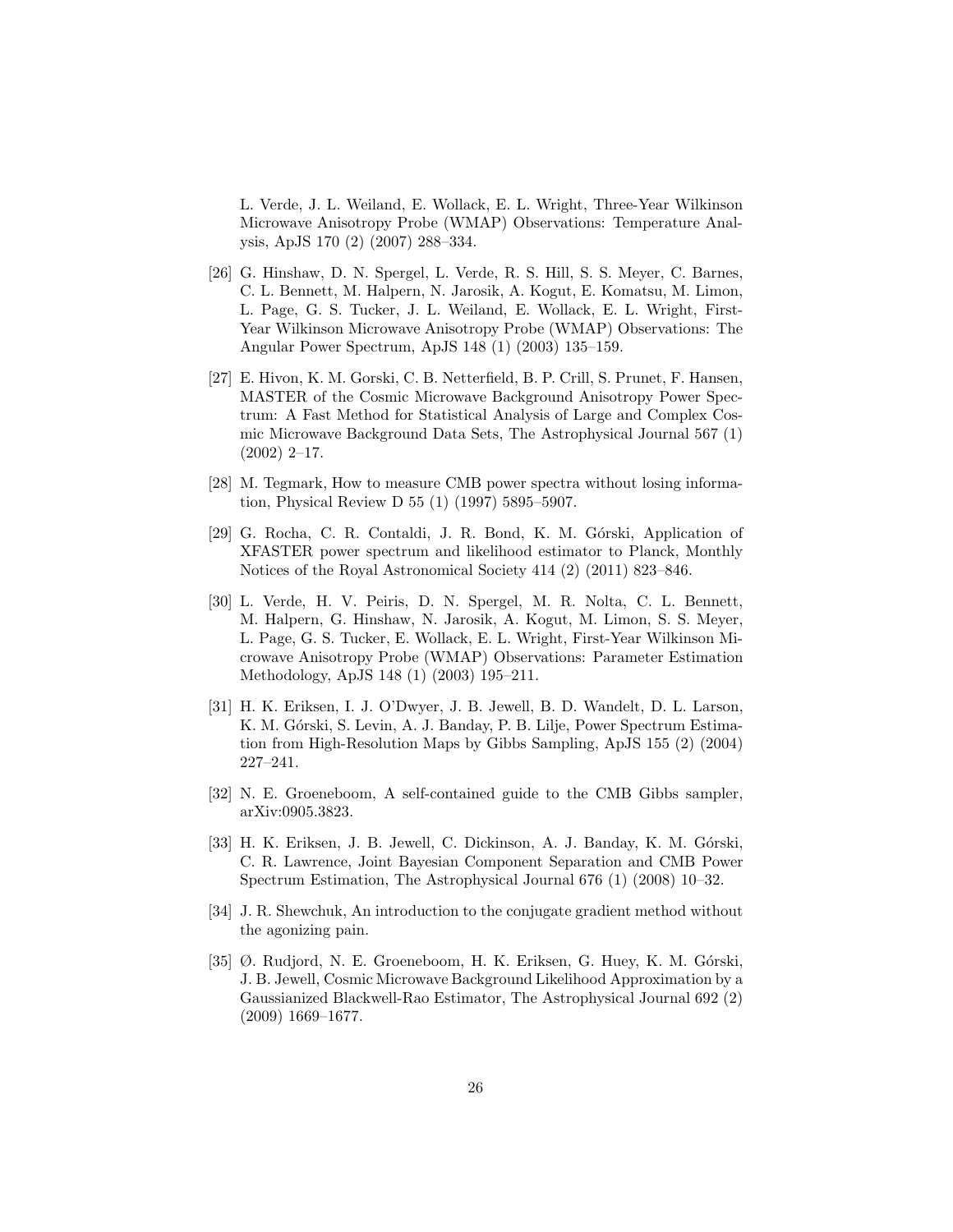L. Verde, J. L. Weiland, E. Wollack, E. L. Wright, Three-Year Wilkinson Microwave Anisotropy Probe (WMAP) Observations: Temperature Analysis, ApJS 170 (2) (2007) 288–334.

[26] G. Hinshaw, D. N. Spergel, L. Verde, R. S. Hill, S. S. Meyer, C. Barnes, C. L. Bennett, M. Halpern, N. Jarosik, A. Kogut, E. Komatsu, M. Limon, L. Page, G. S. Tucker, J. L. Weiland, E. Wollack, E. L. Wright, First-Year Wilkinson Microwave Anisotropy Probe (WMAP) Observations: The Angular Power Spectrum, ApJS 148 (1) (2003) 135–159.

[27] E. Hivon, K. M. Gorski, C. B. Netterfield, B. P. Crill, S. Prunet, F. Hansen, MASTER of the Cosmic Microwave Background Anisotropy Power Spectrum: A Fast Method for Statistical Analysis of Large and Complex Cosmic Microwave Background Data Sets, The Astrophysical Journal 567 (1) (2002) 2–17.

[28] M. Tegmark, How to measure CMB power spectra without losing information, Physical Review D 55 (1) (1997) 5895–5907.

[29] G. Rocha, C. R. Contaldi, J. R. Bond, K. M. Górski, Application of XFASTER power spectrum and likelihood estimator to Planck, Monthly Notices of the Royal Astronomical Society 414 (2) (2011) 823–846.

[30] L. Verde, H. V. Peiris, D. N. Spergel, M. R. Nolta, C. L. Bennett, M. Halpern, G. Hinshaw, N. Jarosik, A. Kogut, M. Limon, S. S. Meyer, L. Page, G. S. Tucker, E. Wollack, E. L. Wright, First-Year Wilkinson Microwave Anisotropy Probe (WMAP) Observations: Parameter Estimation Methodology, ApJS 148 (1) (2003) 195–211.

[31] H. K. Eriksen, I. J. O'Dwyer, J. B. Jewell, B. D. Wandelt, D. L. Larson, K. M. Górski, S. Levin, A. J. Banday, P. B. Lilje, Power Spectrum Estimation from High-Resolution Maps by Gibbs Sampling, ApJS 155 (2) (2004) 227–241.

[32] N. E. Groeneboom, A self-contained guide to the CMB Gibbs sampler, arXiv:0905.3823.

[33] H. K. Eriksen, J. B. Jewell, C. Dickinson, A. J. Banday, K. M. Górski, C. R. Lawrence, Joint Bayesian Component Separation and CMB Power Spectrum Estimation, The Astrophysical Journal 676 (1) (2008) 10–32.

[34] J. R. Shewchuk, An introduction to the conjugate gradient method without the agonizing pain.

[35] Ø. Rudjord, N. E. Groeneboom, H. K. Eriksen, G. Huey, K. M. Górski, J. B. Jewell, Cosmic Microwave Background Likelihood Approximation by a Gaussianized Blackwell-Rao Estimator, The Astrophysical Journal 692 (2) (2009) 1669–1677.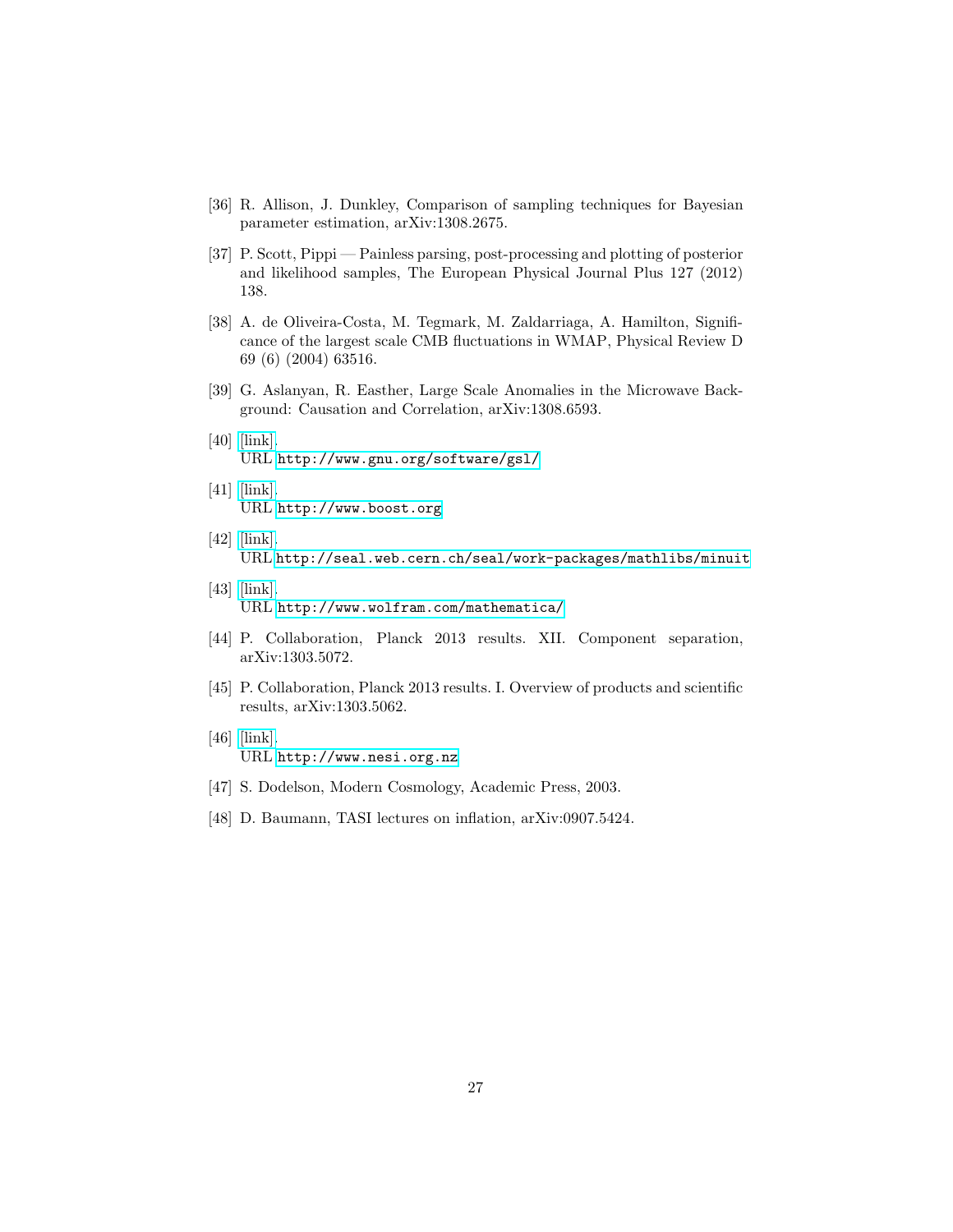[36] R. Allison, J. Dunkley, Comparison of sampling techniques for Bayesian parameter estimation, arXiv:1308.2675.

[37] P. Scott, Pippi — Painless parsing, post-processing and plotting of posterior and likelihood samples, The European Physical Journal Plus 127 (2012) 138.

[38] A. de Oliveira-Costa, M. Tegmark, M. Zaldarriaga, A. Hamilton, Significance of the largest scale CMB fluctuations in WMAP, Physical Review D 69 (6) (2004) 63516.

[39] G. Aslanyan, R. Easther, Large Scale Anomalies in the Microwave Background: Causation and Correlation, arXiv:1308.6593.

[40] [link].
URL http://www.gnu.org/software/gsl/

[41] [link].
URL http://www.boost.org

[42] [link].
URL http://seal.web.cern.ch/seal/work-packages/mathlibs/minuit

[43] [link].
URL http://www.wolfram.com/mathematica/

[44] P. Collaboration, Planck 2013 results. XII. Component separation, arXiv:1303.5072.

[45] P. Collaboration, Planck 2013 results. I. Overview of products and scientific results, arXiv:1303.5062.

[46] [link].
URL http://www.nesi.org.nz

[47] S. Dodelson, Modern Cosmology, Academic Press, 2003.

[48] D. Baumann, TASI lectures on inflation, arXiv:0907.5424.